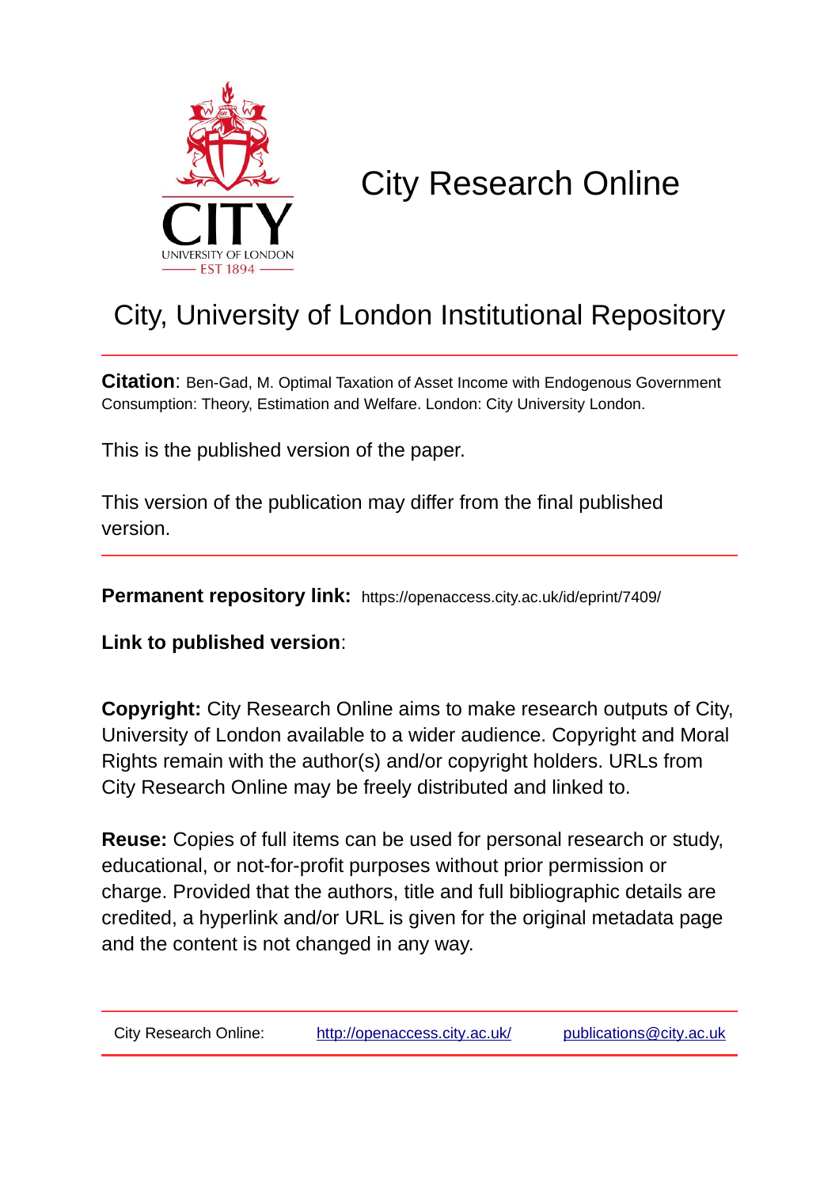# City Research Online

## City, University of London Institutional Repository

**Citation**: Ben-Gad, M. Optimal Taxation of Asset Income with Endogenous Government Consumption: Theory, Estimation and Welfare. London: City University London.

This is the published version of the paper.

This version of the publication may differ from the final published version.

**Permanent repository link:** https://openaccess.city.ac.uk/id/eprint/7409/

**Link to published version**:

**Copyright:** City Research Online aims to make research outputs of City, University of London available to a wider audience. Copyright and Moral Rights remain with the author(s) and/or copyright holders. URLs from City Research Online may be freely distributed and linked to.

**Reuse:** Copies of full items can be used for personal research or study, educational, or not-for-profit purposes without prior permission or charge. Provided that the authors, title and full bibliographic details are credited, a hyperlink and/or URL is given for the original metadata page and the content is not changed in any way.

City Research Online: http://openaccess.city.ac.uk/ publications@city.ac.uk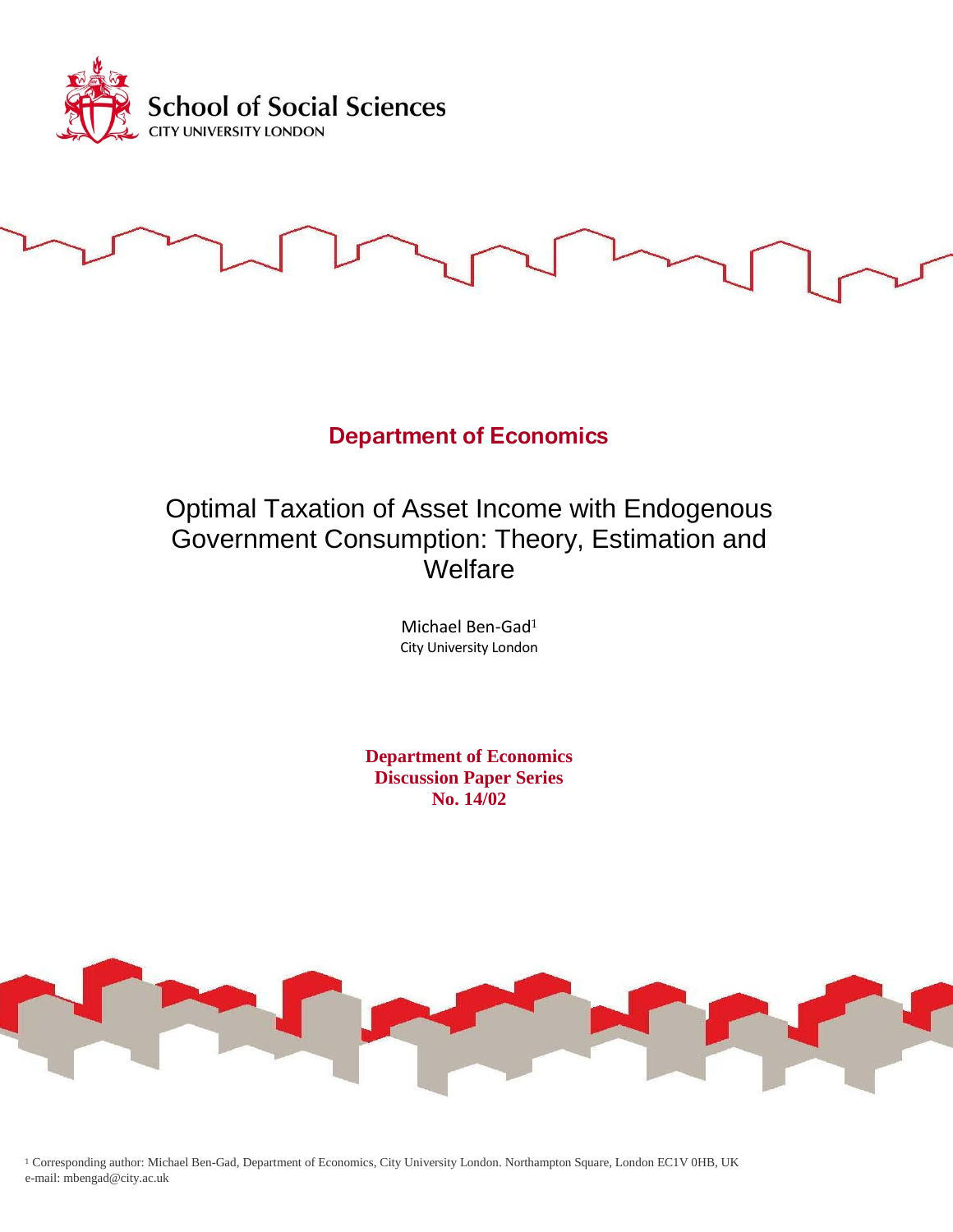School of Social Sciences
CITY UNIVERSITY LONDON

**Department of Economics**

# Optimal Taxation of Asset Income with Endogenous Government Consumption: Theory, Estimation and Welfare

Michael Ben-Gad[1]
City University London

**Department of Economics**
**Discussion Paper Series**
**No. 14/02**

[1] Corresponding author: Michael Ben-Gad, Department of Economics, City University London. Northampton Square, London EC1V 0HB, UK
e-mail: mbengad@city.ac.uk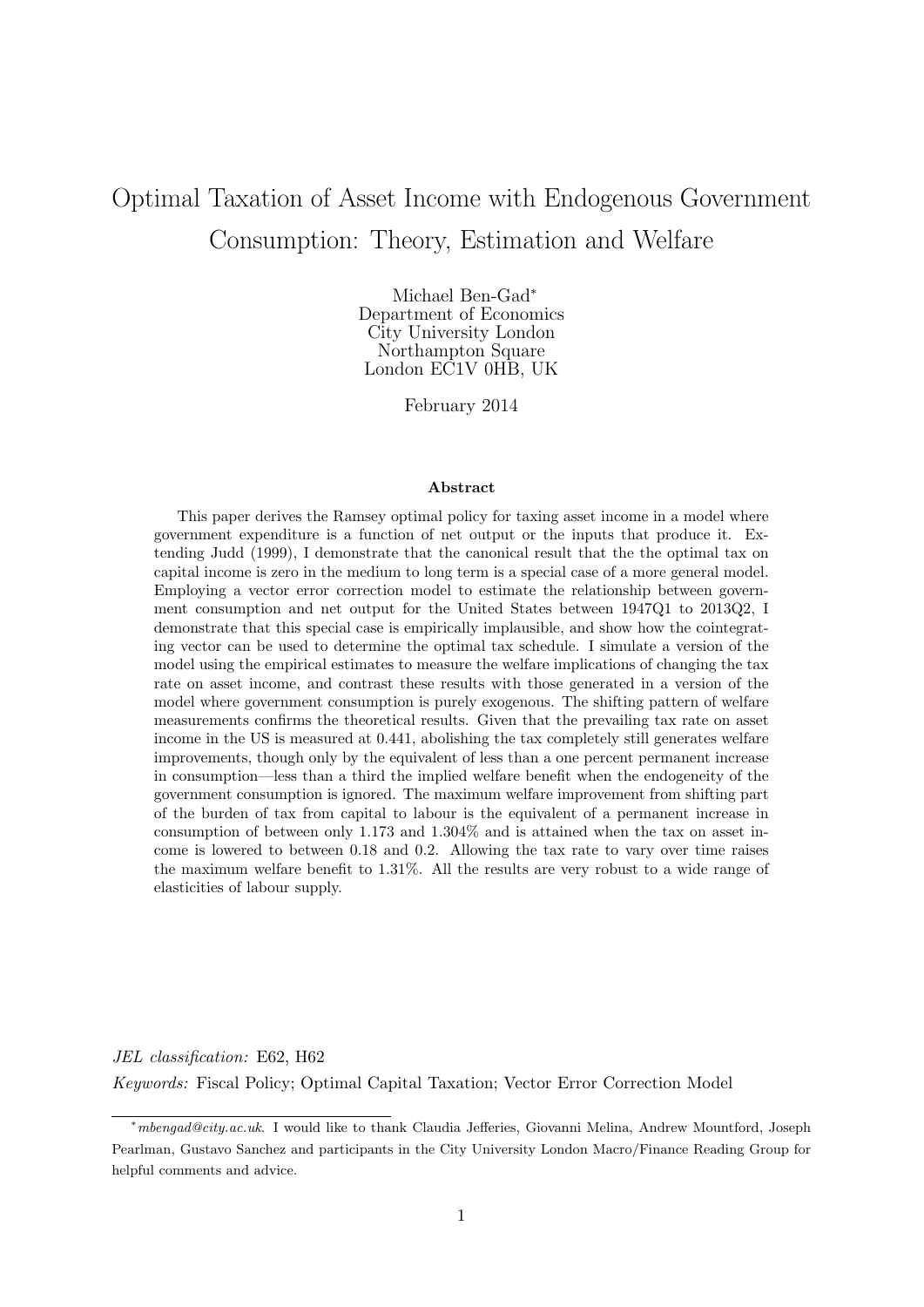# Optimal Taxation of Asset Income with Endogenous Government Consumption: Theory, Estimation and Welfare

Michael Ben-Gad*
Department of Economics
City University London
Northampton Square
London EC1V 0HB, UK

February 2014

### Abstract

This paper derives the Ramsey optimal policy for taxing asset income in a model where government expenditure is a function of net output or the inputs that produce it. Extending Judd (1999), I demonstrate that the canonical result that the the optimal tax on capital income is zero in the medium to long term is a special case of a more general model. Employing a vector error correction model to estimate the relationship between government consumption and net output for the United States between 1947Q1 to 2013Q2, I demonstrate that this special case is empirically implausible, and show how the cointegrating vector can be used to determine the optimal tax schedule. I simulate a version of the model using the empirical estimates to measure the welfare implications of changing the tax rate on asset income, and contrast these results with those generated in a version of the model where government consumption is purely exogenous. The shifting pattern of welfare measurements confirms the theoretical results. Given that the prevailing tax rate on asset income in the US is measured at 0.441, abolishing the tax completely still generates welfare improvements, though only by the equivalent of less than a one percent permanent increase in consumption—less than a third the implied welfare benefit when the endogeneity of the government consumption is ignored. The maximum welfare improvement from shifting part of the burden of tax from capital to labour is the equivalent of a permanent increase in consumption of between only 1.173 and 1.304% and is attained when the tax on asset income is lowered to between 0.18 and 0.2. Allowing the tax rate to vary over time raises the maximum welfare benefit to 1.31%. All the results are very robust to a wide range of elasticities of labour supply.

*JEL classification:* E62, H62

*Keywords:* Fiscal Policy; Optimal Capital Taxation; Vector Error Correction Model

---

*mbengad@city.ac.uk. I would like to thank Claudia Jefferies, Giovanni Melina, Andrew Mountford, Joseph Pearlman, Gustavo Sanchez and participants in the City University London Macro/Finance Reading Group for helpful comments and advice.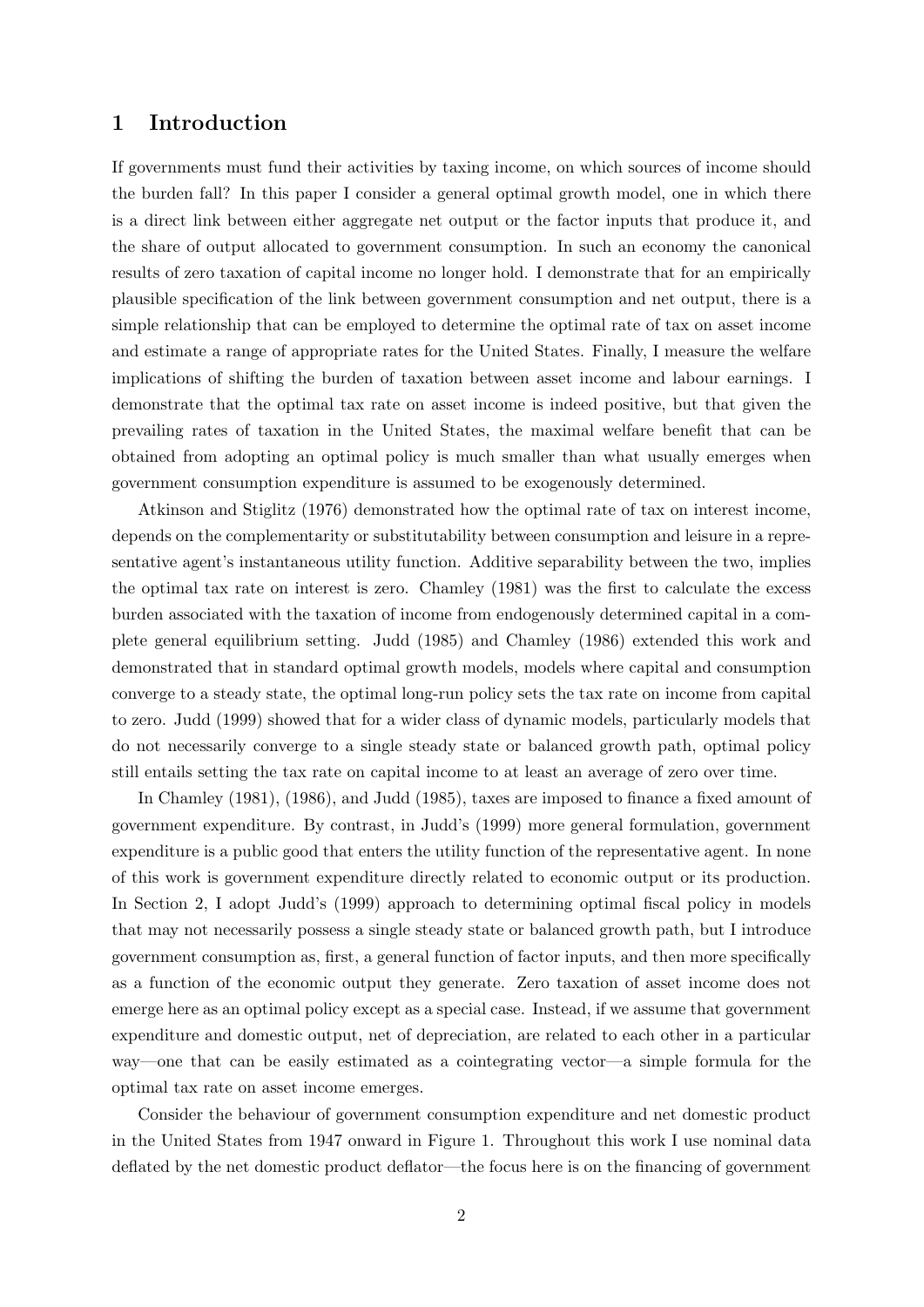## 1 Introduction

If governments must fund their activities by taxing income, on which sources of income should the burden fall? In this paper I consider a general optimal growth model, one in which there is a direct link between either aggregate net output or the factor inputs that produce it, and the share of output allocated to government consumption. In such an economy the canonical results of zero taxation of capital income no longer hold. I demonstrate that for an empirically plausible specification of the link between government consumption and net output, there is a simple relationship that can be employed to determine the optimal rate of tax on asset income and estimate a range of appropriate rates for the United States. Finally, I measure the welfare implications of shifting the burden of taxation between asset income and labour earnings. I demonstrate that the optimal tax rate on asset income is indeed positive, but that given the prevailing rates of taxation in the United States, the maximal welfare benefit that can be obtained from adopting an optimal policy is much smaller than what usually emerges when government consumption expenditure is assumed to be exogenously determined.

Atkinson and Stiglitz (1976) demonstrated how the optimal rate of tax on interest income, depends on the complementarity or substitutability between consumption and leisure in a representative agent's instantaneous utility function. Additive separability between the two, implies the optimal tax rate on interest is zero. Chamley (1981) was the first to calculate the excess burden associated with the taxation of income from endogenously determined capital in a complete general equilibrium setting. Judd (1985) and Chamley (1986) extended this work and demonstrated that in standard optimal growth models, models where capital and consumption converge to a steady state, the optimal long-run policy sets the tax rate on income from capital to zero. Judd (1999) showed that for a wider class of dynamic models, particularly models that do not necessarily converge to a single steady state or balanced growth path, optimal policy still entails setting the tax rate on capital income to at least an average of zero over time.

In Chamley (1981), (1986), and Judd (1985), taxes are imposed to finance a fixed amount of government expenditure. By contrast, in Judd's (1999) more general formulation, government expenditure is a public good that enters the utility function of the representative agent. In none of this work is government expenditure directly related to economic output or its production. In Section 2, I adopt Judd's (1999) approach to determining optimal fiscal policy in models that may not necessarily possess a single steady state or balanced growth path, but I introduce government consumption as, first, a general function of factor inputs, and then more specifically as a function of the economic output they generate. Zero taxation of asset income does not emerge here as an optimal policy except as a special case. Instead, if we assume that government expenditure and domestic output, net of depreciation, are related to each other in a particular way—one that can be easily estimated as a cointegrating vector—a simple formula for the optimal tax rate on asset income emerges.

Consider the behaviour of government consumption expenditure and net domestic product in the United States from 1947 onward in Figure 1. Throughout this work I use nominal data deflated by the net domestic product deflator—the focus here is on the financing of government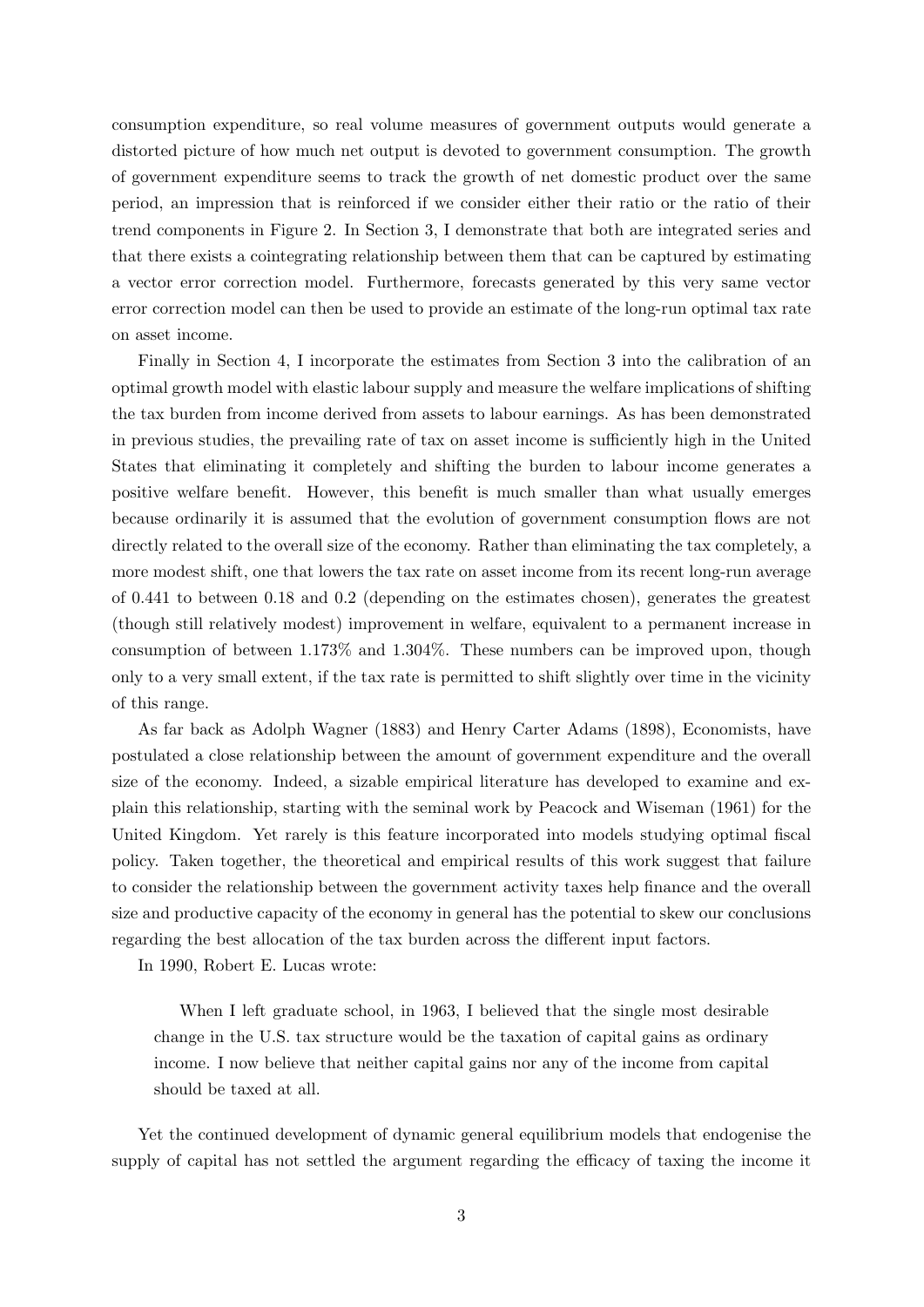consumption expenditure, so real volume measures of government outputs would generate a distorted picture of how much net output is devoted to government consumption. The growth of government expenditure seems to track the growth of net domestic product over the same period, an impression that is reinforced if we consider either their ratio or the ratio of their trend components in Figure 2. In Section 3, I demonstrate that both are integrated series and that there exists a cointegrating relationship between them that can be captured by estimating a vector error correction model. Furthermore, forecasts generated by this very same vector error correction model can then be used to provide an estimate of the long-run optimal tax rate on asset income.

Finally in Section 4, I incorporate the estimates from Section 3 into the calibration of an optimal growth model with elastic labour supply and measure the welfare implications of shifting the tax burden from income derived from assets to labour earnings. As has been demonstrated in previous studies, the prevailing rate of tax on asset income is sufficiently high in the United States that eliminating it completely and shifting the burden to labour income generates a positive welfare benefit. However, this benefit is much smaller than what usually emerges because ordinarily it is assumed that the evolution of government consumption flows are not directly related to the overall size of the economy. Rather than eliminating the tax completely, a more modest shift, one that lowers the tax rate on asset income from its recent long-run average of 0.441 to between 0.18 and 0.2 (depending on the estimates chosen), generates the greatest (though still relatively modest) improvement in welfare, equivalent to a permanent increase in consumption of between 1.173% and 1.304%. These numbers can be improved upon, though only to a very small extent, if the tax rate is permitted to shift slightly over time in the vicinity of this range.

As far back as Adolph Wagner (1883) and Henry Carter Adams (1898), Economists, have postulated a close relationship between the amount of government expenditure and the overall size of the economy. Indeed, a sizable empirical literature has developed to examine and explain this relationship, starting with the seminal work by Peacock and Wiseman (1961) for the United Kingdom. Yet rarely is this feature incorporated into models studying optimal fiscal policy. Taken together, the theoretical and empirical results of this work suggest that failure to consider the relationship between the government activity taxes help finance and the overall size and productive capacity of the economy in general has the potential to skew our conclusions regarding the best allocation of the tax burden across the different input factors.

In 1990, Robert E. Lucas wrote:

> When I left graduate school, in 1963, I believed that the single most desirable change in the U.S. tax structure would be the taxation of capital gains as ordinary income. I now believe that neither capital gains nor any of the income from capital should be taxed at all.

Yet the continued development of dynamic general equilibrium models that endogenise the supply of capital has not settled the argument regarding the efficacy of taxing the income it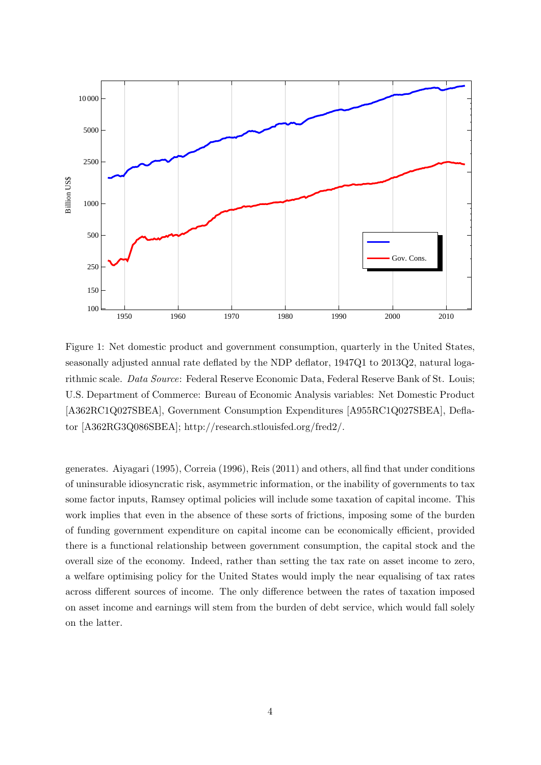Figure 1: Net domestic product and government consumption, quarterly in the United States, seasonally adjusted annual rate deflated by the NDP deflator, 1947Q1 to 2013Q2, natural logarithmic scale. *Data Source*: Federal Reserve Economic Data, Federal Reserve Bank of St. Louis; U.S. Department of Commerce: Bureau of Economic Analysis variables: Net Domestic Product [A362RC1Q027SBEA], Government Consumption Expenditures [A955RC1Q027SBEA], Deflator [A362RG3Q086SBEA]; http://research.stlouisfed.org/fred2/.

generates. Aiyagari (1995), Correia (1996), Reis (2011) and others, all find that under conditions of uninsurable idiosyncratic risk, asymmetric information, or the inability of governments to tax some factor inputs, Ramsey optimal policies will include some taxation of capital income. This work implies that even in the absence of these sorts of frictions, imposing some of the burden of funding government expenditure on capital income can be economically efficient, provided there is a functional relationship between government consumption, the capital stock and the overall size of the economy. Indeed, rather than setting the tax rate on asset income to zero, a welfare optimising policy for the United States would imply the near equalising of tax rates across different sources of income. The only difference between the rates of taxation imposed on asset income and earnings will stem from the burden of debt service, which would fall solely on the latter.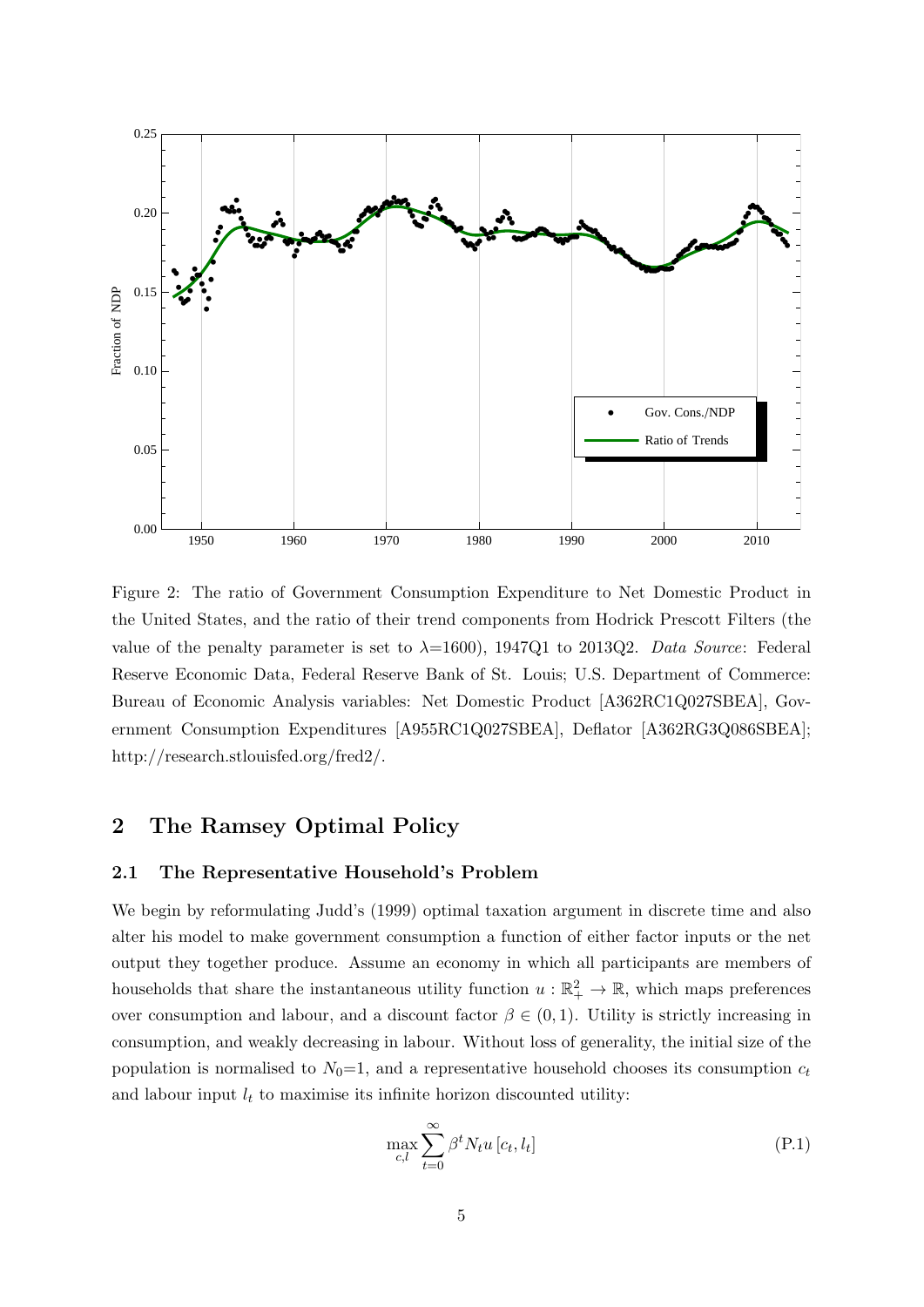Figure 2: The ratio of Government Consumption Expenditure to Net Domestic Product in the United States, and the ratio of their trend components from Hodrick Prescott Filters (the value of the penalty parameter is set to $\lambda$=1600), 1947Q1 to 2013Q2. *Data Source*: Federal Reserve Economic Data, Federal Reserve Bank of St. Louis; U.S. Department of Commerce: Bureau of Economic Analysis variables: Net Domestic Product [A362RC1Q027SBEA], Government Consumption Expenditures [A955RC1Q027SBEA], Deflator [A362RG3Q086SBEA]; http://research.stlouisfed.org/fred2/.

## 2 The Ramsey Optimal Policy

### 2.1 The Representative Household's Problem

We begin by reformulating Judd's (1999) optimal taxation argument in discrete time and also alter his model to make government consumption a function of either factor inputs or the net output they together produce. Assume an economy in which all participants are members of households that share the instantaneous utility function $u : \mathbb{R}^2_+ \to \mathbb{R}$, which maps preferences over consumption and labour, and a discount factor $\beta \in (0, 1)$. Utility is strictly increasing in consumption, and weakly decreasing in labour. Without loss of generality, the initial size of the population is normalised to $N_0$=1, and a representative household chooses its consumption $c_t$ and labour input $l_t$ to maximise its infinite horizon discounted utility:

$$\max_{c,l} \sum_{t=0}^{\infty} \beta^t N_t u\left[c_t, l_t\right] \tag{P.1}$$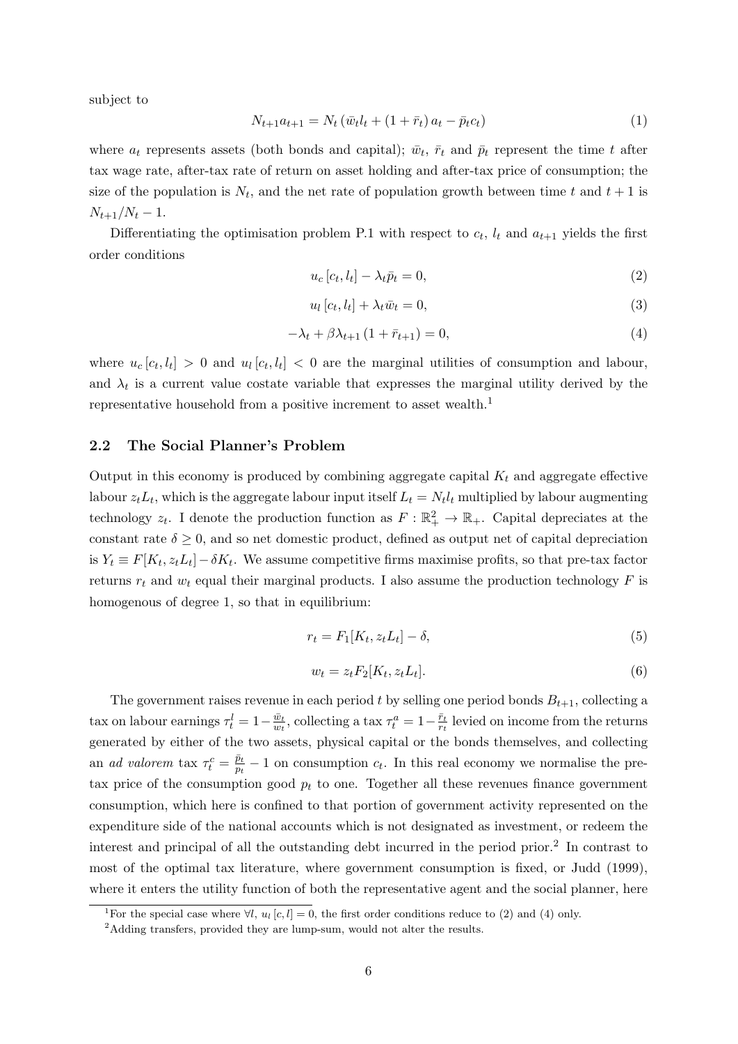subject to

$$N_{t+1}a_{t+1} = N_t \left(\bar{w}_t l_t + (1 + \bar{r}_t) a_t - \bar{p}_t c_t\right) \tag{1}$$

where $a_t$ represents assets (both bonds and capital); $\bar{w}_t$, $\bar{r}_t$ and $\bar{p}_t$ represent the time $t$ after tax wage rate, after-tax rate of return on asset holding and after-tax price of consumption; the size of the population is $N_t$, and the net rate of population growth between time $t$ and $t+1$ is $N_{t+1}/N_t - 1$.

Differentiating the optimisation problem P.1 with respect to $c_t$, $l_t$ and $a_{t+1}$ yields the first order conditions

$$u_c\left[c_t, l_t\right] - \lambda_t \bar{p}_t = 0, \tag{2}$$

$$u_l\left[c_t, l_t\right] + \lambda_t \bar{w}_t = 0, \tag{3}$$

$$-\lambda_t + \beta \lambda_{t+1}\left(1 + \bar{r}_{t+1}\right) = 0, \tag{4}$$

where $u_c\left[c_t, l_t\right] > 0$ and $u_l\left[c_t, l_t\right] < 0$ are the marginal utilities of consumption and labour, and $\lambda_t$ is a current value costate variable that expresses the marginal utility derived by the representative household from a positive increment to asset wealth.[1]

## 2.2 The Social Planner's Problem

Output in this economy is produced by combining aggregate capital $K_t$ and aggregate effective labour $z_t L_t$, which is the aggregate labour input itself $L_t = N_t l_t$ multiplied by labour augmenting technology $z_t$. I denote the production function as $F : \mathbb{R}_+^2 \to \mathbb{R}_+$. Capital depreciates at the constant rate $\delta \geq 0$, and so net domestic product, defined as output net of capital depreciation is $Y_t \equiv F[K_t, z_t L_t] - \delta K_t$. We assume competitive firms maximise profits, so that pre-tax factor returns $r_t$ and $w_t$ equal their marginal products. I also assume the production technology $F$ is homogenous of degree 1, so that in equilibrium:

$$r_t = F_1[K_t, z_t L_t] - \delta, \tag{5}$$

$$w_t = z_t F_2[K_t, z_t L_t]. \tag{6}$$

The government raises revenue in each period $t$ by selling one period bonds $B_{t+1}$, collecting a tax on labour earnings $\tau_t^l = 1 - \frac{\bar{w}_t}{w_t}$, collecting a tax $\tau_t^a = 1 - \frac{\bar{r}_t}{r_t}$ levied on income from the returns generated by either of the two assets, physical capital or the bonds themselves, and collecting an *ad valorem* tax $\tau_t^c = \frac{\bar{p}_t}{p_t} - 1$ on consumption $c_t$. In this real economy we normalise the pre-tax price of the consumption good $p_t$ to one. Together all these revenues finance government consumption, which here is confined to that portion of government activity represented on the expenditure side of the national accounts which is not designated as investment, or redeem the interest and principal of all the outstanding debt incurred in the period prior.[2] In contrast to most of the optimal tax literature, where government consumption is fixed, or Judd (1999), where it enters the utility function of both the representative agent and the social planner, here

[1] For the special case where $\forall l$, $u_l\left[c, l\right] = 0$, the first order conditions reduce to (2) and (4) only.

[2] Adding transfers, provided they are lump-sum, would not alter the results.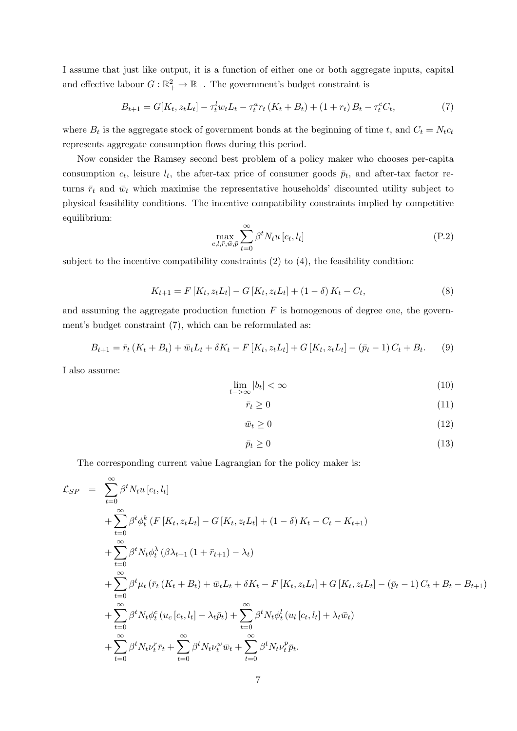I assume that just like output, it is a function of either one or both aggregate inputs, capital and effective labour $G : \mathbb{R}_+^2 \to \mathbb{R}_+$. The government's budget constraint is

$$B_{t+1} = G[K_t, z_t L_t] - \tau_t^l w_t L_t - \tau_t^a r_t (K_t + B_t) + (1 + r_t) B_t - \tau_t^c C_t, \tag{7}$$

where $B_t$ is the aggregate stock of government bonds at the beginning of time $t$, and $C_t = N_t c_t$ represents aggregate consumption flows during this period.

Now consider the Ramsey second best problem of a policy maker who chooses per-capita consumption $c_t$, leisure $l_t$, the after-tax price of consumer goods $\bar{p}_t$, and after-tax factor returns $\bar{r}_t$ and $\bar{w}_t$ which maximise the representative households' discounted utility subject to physical feasibility conditions. The incentive compatibility constraints implied by competitive equilibrium:

$$\max_{c,l,\bar{r},\bar{w},\bar{p}} \sum_{t=0}^{\infty} \beta^t N_t u[c_t, l_t] \tag{P.2}$$

subject to the incentive compatibility constraints (2) to (4), the feasibility condition:

$$K_{t+1} = F[K_t, z_t L_t] - G[K_t, z_t L_t] + (1 - \delta) K_t - C_t, \tag{8}$$

and assuming the aggregate production function $F$ is homogenous of degree one, the government's budget constraint (7), which can be reformulated as:

$$B_{t+1} = \bar{r}_t (K_t + B_t) + \bar{w}_t L_t + \delta K_t - F[K_t, z_t L_t] + G[K_t, z_t L_t] - (\bar{p}_t - 1) C_t + B_t. \tag{9}$$

I also assume:

$$\lim_{t->\infty} |b_t| < \infty \tag{10}$$

$$\bar{r}_t \geq 0 \tag{11}$$

$$\bar{w}_t \geq 0 \tag{12}$$

$$\bar{p}_t \geq 0 \tag{13}$$

The corresponding current value Lagrangian for the policy maker is:

$$\begin{aligned}
\mathcal{L}_{SP} \quad = \quad & \sum_{t=0}^{\infty} \beta^t N_t u[c_t, l_t] \\
& + \sum_{t=0}^{\infty} \beta^t \phi_t^k (F[K_t, z_t L_t] - G[K_t, z_t L_t] + (1 - \delta) K_t - C_t - K_{t+1}) \\
& + \sum_{t=0}^{\infty} \beta^t N_t \phi_t^{\lambda} (\beta \lambda_{t+1} (1 + \bar{r}_{t+1}) - \lambda_t) \\
& + \sum_{t=0}^{\infty} \beta^t \mu_t (\bar{r}_t (K_t + B_t) + \bar{w}_t L_t + \delta K_t - F[K_t, z_t L_t] + G[K_t, z_t L_t] - (\bar{p}_t - 1) C_t + B_t - B_{t+1}) \\
& + \sum_{t=0}^{\infty} \beta^t N_t \phi_t^c (u_c[c_t, l_t] - \lambda_t \bar{p}_t) + \sum_{t=0}^{\infty} \beta^t N_t \phi_t^l (u_l[c_t, l_t] + \lambda_t \bar{w}_t) \\
& + \sum_{t=0}^{\infty} \beta^t N_t \nu_t^r \bar{r}_t + \sum_{t=0}^{\infty} \beta^t N_t \nu_t^w \bar{w}_t + \sum_{t=0}^{\infty} \beta^t N_t \nu_t^p \bar{p}_t.
\end{aligned}$$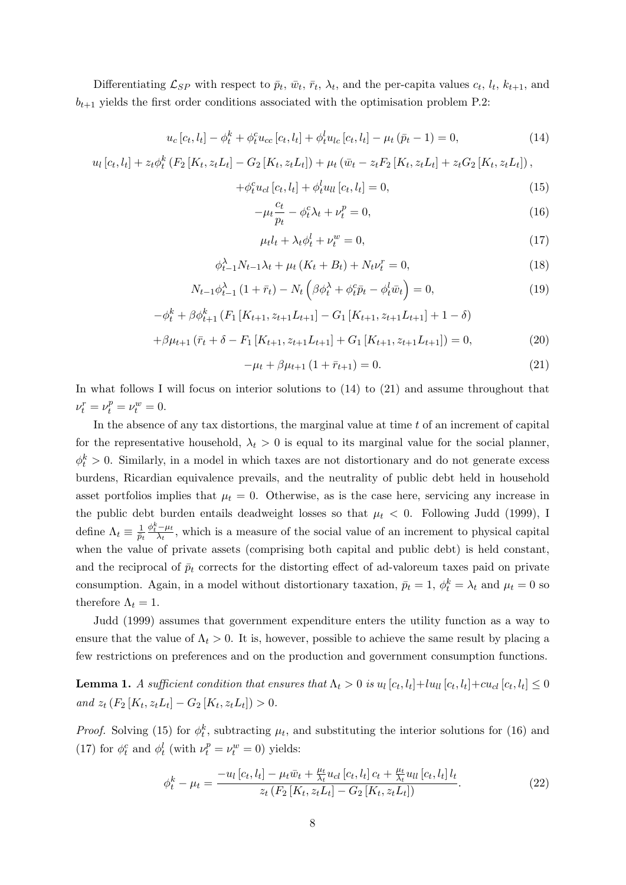Differentiating $\mathcal{L}_{SP}$ with respect to $\bar{p}_t$, $\bar{w}_t$, $\bar{r}_t$, $\lambda_t$, and the per-capita values $c_t$, $l_t$, $k_{t+1}$, and $b_{t+1}$ yields the first order conditions associated with the optimisation problem P.2:

$$u_c\left[c_t, l_t\right] - \phi_t^k + \phi_t^c u_{cc}\left[c_t, l_t\right] + \phi_t^l u_{lc}\left[c_t, l_t\right] - \mu_t\left(\bar{p}_t - 1\right) = 0, \tag{14}$$

$$u_l\left[c_t, l_t\right] + z_t\phi_t^k\left(F_2\left[K_t, z_tL_t\right] - G_2\left[K_t, z_tL_t\right]\right) + \mu_t\left(\bar{w}_t - z_tF_2\left[K_t, z_tL_t\right] + z_tG_2\left[K_t, z_tL_t\right]\right),$$
$$+\phi_t^c u_{cl}\left[c_t, l_t\right] + \phi_t^l u_{ll}\left[c_t, l_t\right] = 0, \tag{15}$$

$$-\mu_t\frac{c_t}{p_t} - \phi_t^c\lambda_t + \nu_t^p = 0, \tag{16}$$

$$\mu_t l_t + \lambda_t\phi_t^l + \nu_t^w = 0, \tag{17}$$

$$\phi_{t-1}^\lambda N_{t-1}\lambda_t + \mu_t\left(K_t + B_t\right) + N_t\nu_t^r = 0, \tag{18}$$

$$N_{t-1}\phi_{t-1}^\lambda\left(1 + \bar{r}_t\right) - N_t\left(\beta\phi_t^\lambda + \phi_t^c\bar{p}_t - \phi_t^l\bar{w}_t\right) = 0, \tag{19}$$

$$-\phi_t^k + \beta\phi_{t+1}^k\left(F_1\left[K_{t+1}, z_{t+1}L_{t+1}\right] - G_1\left[K_{t+1}, z_{t+1}L_{t+1}\right] + 1 - \delta\right)$$
$$+\beta\mu_{t+1}\left(\bar{r}_t + \delta - F_1\left[K_{t+1}, z_{t+1}L_{t+1}\right] + G_1\left[K_{t+1}, z_{t+1}L_{t+1}\right]\right) = 0, \tag{20}$$

$$-\mu_t + \beta\mu_{t+1}\left(1 + \bar{r}_{t+1}\right) = 0. \tag{21}$$

In what follows I will focus on interior solutions to (14) to (21) and assume throughout that $\nu_t^r = \nu_t^p = \nu_t^w = 0$.

In the absence of any tax distortions, the marginal value at time $t$ of an increment of capital for the representative household, $\lambda_t > 0$ is equal to its marginal value for the social planner, $\phi_t^k > 0$. Similarly, in a model in which taxes are not distortionary and do not generate excess burdens, Ricardian equivalence prevails, and the neutrality of public debt held in household asset portfolios implies that $\mu_t = 0$. Otherwise, as is the case here, servicing any increase in the public debt burden entails deadweight losses so that $\mu_t < 0$. Following Judd (1999), I define $\Lambda_t \equiv \frac{1}{\bar{p}_t}\frac{\phi_t^k - \mu_t}{\lambda_t}$, which is a measure of the social value of an increment to physical capital when the value of private assets (comprising both capital and public debt) is held constant, and the reciprocal of $\bar{p}_t$ corrects for the distorting effect of ad-valoreum taxes paid on private consumption. Again, in a model without distortionary taxation, $\bar{p}_t = 1$, $\phi_t^k = \lambda_t$ and $\mu_t = 0$ so therefore $\Lambda_t = 1$.

Judd (1999) assumes that government expenditure enters the utility function as a way to ensure that the value of $\Lambda_t > 0$. It is, however, possible to achieve the same result by placing a few restrictions on preferences and on the production and government consumption functions.

**Lemma 1.** *A sufficient condition that ensures that $\Lambda_t > 0$ is $u_l\left[c_t, l_t\right] + lu_{ll}\left[c_t, l_t\right] + cu_{cl}\left[c_t, l_t\right] \leq 0$ and $z_t\left(F_2\left[K_t, z_tL_t\right] - G_2\left[K_t, z_tL_t\right]\right) > 0$.*

*Proof.* Solving (15) for $\phi_t^k$, subtracting $\mu_t$, and substituting the interior solutions for (16) and (17) for $\phi_t^c$ and $\phi_t^l$ (with $\nu_t^p = \nu_t^w = 0$) yields:

$$\phi_t^k - \mu_t = \frac{-u_l\left[c_t, l_t\right] - \mu_t\bar{w}_t + \frac{\mu_t}{\lambda_t}u_{cl}\left[c_t, l_t\right]c_t + \frac{\mu_t}{\lambda_t}u_{ll}\left[c_t, l_t\right]l_t}{z_t\left(F_2\left[K_t, z_tL_t\right] - G_2\left[K_t, z_tL_t\right]\right)}. \tag{22}$$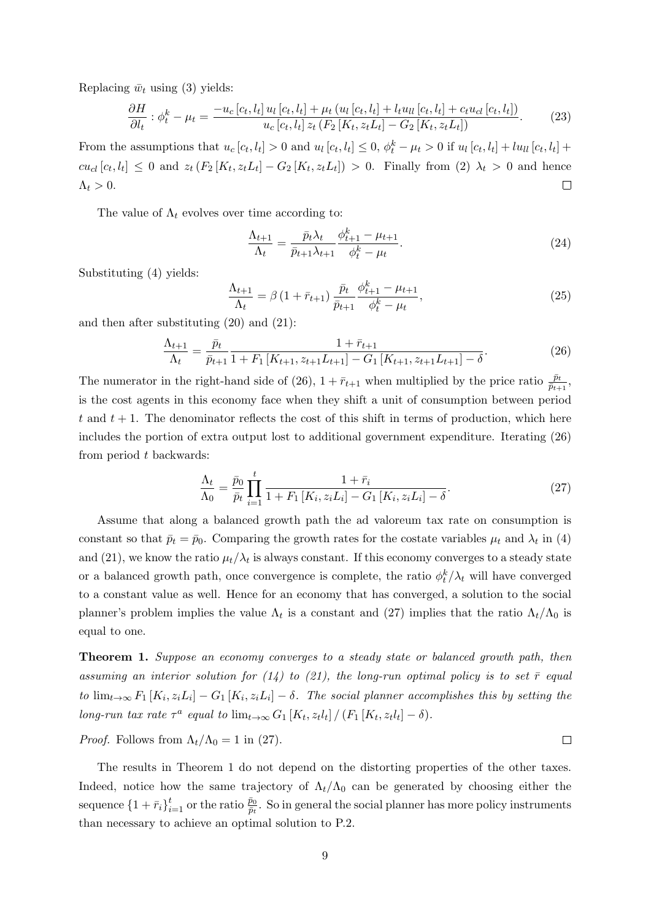Replacing $\bar{w}_t$ using (3) yields:

$$\frac{\partial H}{\partial l_t} : \phi_t^k - \mu_t = \frac{-u_c[c_t, l_t]\, u_l[c_t, l_t] + \mu_t \left(u_l[c_t, l_t] + l_t u_{ll}[c_t, l_t] + c_t u_{cl}[c_t, l_t]\right)}{u_c[c_t, l_t]\, z_t \left(F_2[K_t, z_t L_t] - G_2[K_t, z_t L_t]\right)}. \tag{23}$$

From the assumptions that $u_c[c_t, l_t] > 0$ and $u_l[c_t, l_t] \leq 0$, $\phi_t^k - \mu_t > 0$ if $u_l[c_t, l_t] + l u_{ll}[c_t, l_t] + c u_{cl}[c_t, l_t] \leq 0$ and $z_t \left(F_2[K_t, z_t L_t] - G_2[K_t, z_t L_t]\right) > 0$. Finally from (2) $\lambda_t > 0$ and hence $\Lambda_t > 0$. $\square$

The value of $\Lambda_t$ evolves over time according to:

$$\frac{\Lambda_{t+1}}{\Lambda_t} = \frac{\bar{p}_t \lambda_t}{\bar{p}_{t+1} \lambda_{t+1}} \frac{\phi_{t+1}^k - \mu_{t+1}}{\phi_t^k - \mu_t}. \tag{24}$$

Substituting (4) yields:

$$\frac{\Lambda_{t+1}}{\Lambda_t} = \beta \left(1 + \bar{r}_{t+1}\right) \frac{\bar{p}_t}{\bar{p}_{t+1}} \frac{\phi_{t+1}^k - \mu_{t+1}}{\phi_t^k - \mu_t}, \tag{25}$$

and then after substituting (20) and (21):

$$\frac{\Lambda_{t+1}}{\Lambda_t} = \frac{\bar{p}_t}{\bar{p}_{t+1}} \frac{1 + \bar{r}_{t+1}}{1 + F_1[K_{t+1}, z_{t+1} L_{t+1}] - G_1[K_{t+1}, z_{t+1} L_{t+1}] - \delta}. \tag{26}$$

The numerator in the right-hand side of (26), $1 + \bar{r}_{t+1}$ when multiplied by the price ratio $\frac{\bar{p}_t}{\bar{p}_{t+1}}$, is the cost agents in this economy face when they shift a unit of consumption between period $t$ and $t+1$. The denominator reflects the cost of this shift in terms of production, which here includes the portion of extra output lost to additional government expenditure. Iterating (26) from period $t$ backwards:

$$\frac{\Lambda_t}{\Lambda_0} = \frac{\bar{p}_0}{\bar{p}_t} \prod_{i=1}^{t} \frac{1 + \bar{r}_i}{1 + F_1[K_i, z_i L_i] - G_1[K_i, z_i L_i] - \delta}. \tag{27}$$

Assume that along a balanced growth path the ad valoreum tax rate on consumption is constant so that $\bar{p}_t = \bar{p}_0$. Comparing the growth rates for the costate variables $\mu_t$ and $\lambda_t$ in (4) and (21), we know the ratio $\mu_t/\lambda_t$ is always constant. If this economy converges to a steady state or a balanced growth path, once convergence is complete, the ratio $\phi_t^k/\lambda_t$ will have converged to a constant value as well. Hence for an economy that has converged, a solution to the social planner's problem implies the value $\Lambda_t$ is a constant and (27) implies that the ratio $\Lambda_t/\Lambda_0$ is equal to one.

**Theorem 1.** *Suppose an economy converges to a steady state or balanced growth path, then assuming an interior solution for (14) to (21), the long-run optimal policy is to set $\bar{r}$ equal to $\lim_{t\to\infty} F_1[K_i, z_i L_i] - G_1[K_i, z_i L_i] - \delta$. The social planner accomplishes this by setting the long-run tax rate $\tau^a$ equal to $\lim_{t\to\infty} G_1[K_t, z_t l_t] / (F_1[K_t, z_t l_t] - \delta)$.*

*Proof.* Follows from $\Lambda_t/\Lambda_0 = 1$ in (27). $\square$

The results in Theorem 1 do not depend on the distorting properties of the other taxes. Indeed, notice how the same trajectory of $\Lambda_t/\Lambda_0$ can be generated by choosing either the sequence $\{1 + \bar{r}_i\}_{i=1}^t$ or the ratio $\frac{\bar{p}_0}{\bar{p}_t}$. So in general the social planner has more policy instruments than necessary to achieve an optimal solution to P.2.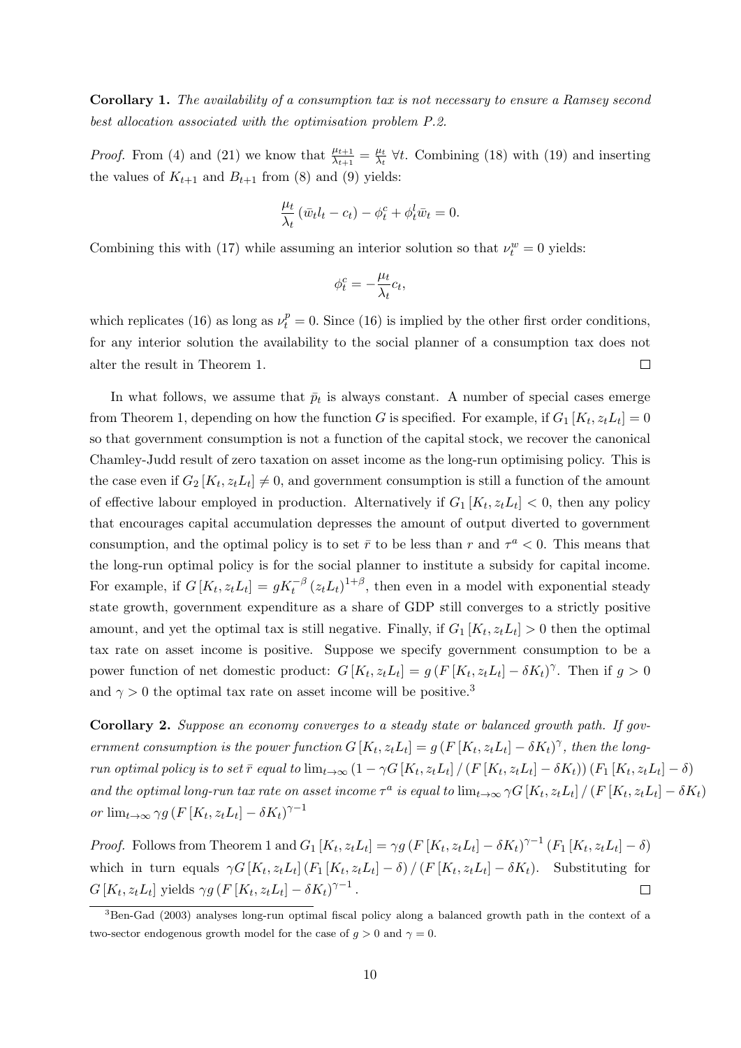**Corollary 1.** *The availability of a consumption tax is not necessary to ensure a Ramsey second best allocation associated with the optimisation problem P.2.*

*Proof.* From (4) and (21) we know that $\frac{\mu_{t+1}}{\lambda_{t+1}} = \frac{\mu_t}{\lambda_t}\ \forall t$. Combining (18) with (19) and inserting the values of $K_{t+1}$ and $B_{t+1}$ from (8) and (9) yields:

$$\frac{\mu_t}{\lambda_t}\left(\bar{w}_t l_t - c_t\right) - \phi_t^c + \phi_t^l \bar{w}_t = 0.$$

Combining this with (17) while assuming an interior solution so that $\nu_t^w = 0$ yields:

$$\phi_t^c = -\frac{\mu_t}{\lambda_t} c_t,$$

which replicates (16) as long as $\nu_t^p = 0$. Since (16) is implied by the other first order conditions, for any interior solution the availability to the social planner of a consumption tax does not alter the result in Theorem 1. $\square$

In what follows, we assume that $\bar{p}_t$ is always constant. A number of special cases emerge from Theorem 1, depending on how the function $G$ is specified. For example, if $G_1\left[K_t, z_t L_t\right] = 0$ so that government consumption is not a function of the capital stock, we recover the canonical Chamley-Judd result of zero taxation on asset income as the long-run optimising policy. This is the case even if $G_2\left[K_t, z_t L_t\right] \neq 0$, and government consumption is still a function of the amount of effective labour employed in production. Alternatively if $G_1\left[K_t, z_t L_t\right] < 0$, then any policy that encourages capital accumulation depresses the amount of output diverted to government consumption, and the optimal policy is to set $\bar{r}$ to be less than $r$ and $\tau^a < 0$. This means that the long-run optimal policy is for the social planner to institute a subsidy for capital income. For example, if $G\left[K_t, z_t L_t\right] = g K_t^{-\beta}\left(z_t L_t\right)^{1+\beta}$, then even in a model with exponential steady state growth, government expenditure as a share of GDP still converges to a strictly positive amount, and yet the optimal tax is still negative. Finally, if $G_1\left[K_t, z_t L_t\right] > 0$ then the optimal tax rate on asset income is positive. Suppose we specify government consumption to be a power function of net domestic product: $G\left[K_t, z_t L_t\right] = g\left(F\left[K_t, z_t L_t\right] - \delta K_t\right)^{\gamma}$. Then if $g > 0$ and $\gamma > 0$ the optimal tax rate on asset income will be positive.[3]

**Corollary 2.** *Suppose an economy converges to a steady state or balanced growth path. If government consumption is the power function $G\left[K_t, z_t L_t\right] = g\left(F\left[K_t, z_t L_t\right] - \delta K_t\right)^{\gamma}$, then the long-run optimal policy is to set $\bar{r}$ equal to $\lim_{t\to\infty}\left(1 - \gamma G\left[K_t, z_t L_t\right] / \left(F\left[K_t, z_t L_t\right] - \delta K_t\right)\right)\left(F_1\left[K_t, z_t L_t\right] - \delta\right)$ and the optimal long-run tax rate on asset income $\tau^a$ is equal to $\lim_{t\to\infty} \gamma G\left[K_t, z_t L_t\right] / \left(F\left[K_t, z_t L_t\right] - \delta K_t\right)$ or $\lim_{t\to\infty} \gamma g\left(F\left[K_t, z_t L_t\right] - \delta K_t\right)^{\gamma - 1}$*

*Proof.* Follows from Theorem 1 and $G_1\left[K_t, z_t L_t\right] = \gamma g\left(F\left[K_t, z_t L_t\right] - \delta K_t\right)^{\gamma-1}\left(F_1\left[K_t, z_t L_t\right] - \delta\right)$ which in turn equals $\gamma G\left[K_t, z_t L_t\right]\left(F_1\left[K_t, z_t L_t\right] - \delta\right) / \left(F\left[K_t, z_t L_t\right] - \delta K_t\right)$. Substituting for $G\left[K_t, z_t L_t\right]$ yields $\gamma g\left(F\left[K_t, z_t L_t\right] - \delta K_t\right)^{\gamma - 1}$. $\square$

---

[3] Ben-Gad (2003) analyses long-run optimal fiscal policy along a balanced growth path in the context of a two-sector endogenous growth model for the case of $g > 0$ and $\gamma = 0$.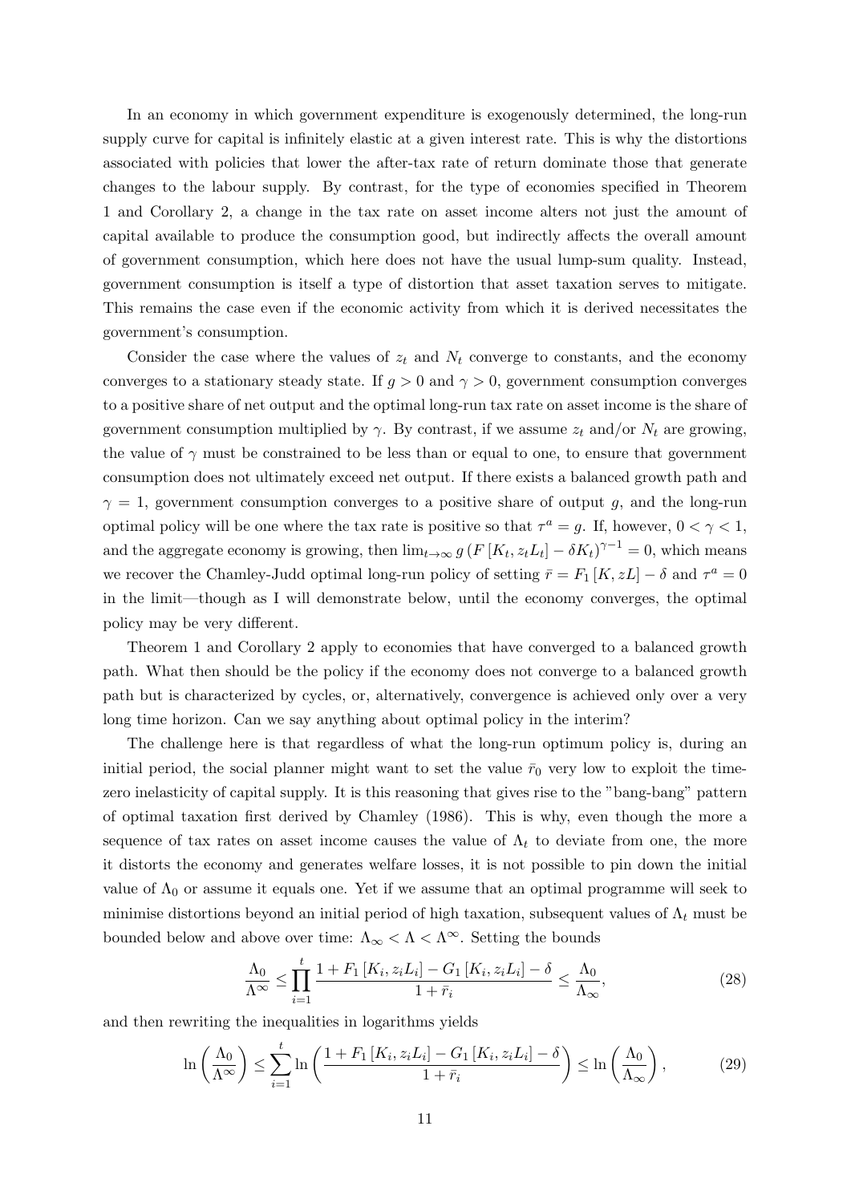In an economy in which government expenditure is exogenously determined, the long-run supply curve for capital is infinitely elastic at a given interest rate. This is why the distortions associated with policies that lower the after-tax rate of return dominate those that generate changes to the labour supply. By contrast, for the type of economies specified in Theorem 1 and Corollary 2, a change in the tax rate on asset income alters not just the amount of capital available to produce the consumption good, but indirectly affects the overall amount of government consumption, which here does not have the usual lump-sum quality. Instead, government consumption is itself a type of distortion that asset taxation serves to mitigate. This remains the case even if the economic activity from which it is derived necessitates the government's consumption.

Consider the case where the values of $z_t$ and $N_t$ converge to constants, and the economy converges to a stationary steady state. If $g > 0$ and $\gamma > 0$, government consumption converges to a positive share of net output and the optimal long-run tax rate on asset income is the share of government consumption multiplied by $\gamma$. By contrast, if we assume $z_t$ and/or $N_t$ are growing, the value of $\gamma$ must be constrained to be less than or equal to one, to ensure that government consumption does not ultimately exceed net output. If there exists a balanced growth path and $\gamma = 1$, government consumption converges to a positive share of output $g$, and the long-run optimal policy will be one where the tax rate is positive so that $\tau^a = g$. If, however, $0 < \gamma < 1$, and the aggregate economy is growing, then $\lim_{t\to\infty} g\left(F\left[K_t, z_tL_t\right] - \delta K_t\right)^{\gamma-1} = 0$, which means we recover the Chamley-Judd optimal long-run policy of setting $\bar{r} = F_1\left[K, zL\right] - \delta$ and $\tau^a = 0$ in the limit—though as I will demonstrate below, until the economy converges, the optimal policy may be very different.

Theorem 1 and Corollary 2 apply to economies that have converged to a balanced growth path. What then should be the policy if the economy does not converge to a balanced growth path but is characterized by cycles, or, alternatively, convergence is achieved only over a very long time horizon. Can we say anything about optimal policy in the interim?

The challenge here is that regardless of what the long-run optimum policy is, during an initial period, the social planner might want to set the value $\bar{r}_0$ very low to exploit the time-zero inelasticity of capital supply. It is this reasoning that gives rise to the "bang-bang" pattern of optimal taxation first derived by Chamley (1986). This is why, even though the more a sequence of tax rates on asset income causes the value of $\Lambda_t$ to deviate from one, the more it distorts the economy and generates welfare losses, it is not possible to pin down the initial value of $\Lambda_0$ or assume it equals one. Yet if we assume that an optimal programme will seek to minimise distortions beyond an initial period of high taxation, subsequent values of $\Lambda_t$ must be bounded below and above over time: $\Lambda_\infty < \Lambda < \Lambda^\infty$. Setting the bounds

$$\frac{\Lambda_0}{\Lambda^\infty} \leq \prod_{i=1}^{t} \frac{1 + F_1\left[K_i, z_iL_i\right] - G_1\left[K_i, z_iL_i\right] - \delta}{1 + \bar{r}_i} \leq \frac{\Lambda_0}{\Lambda_\infty}, \tag{28}$$

and then rewriting the inequalities in logarithms yields

$$\ln\left(\frac{\Lambda_0}{\Lambda^\infty}\right) \leq \sum_{i=1}^{t} \ln\left(\frac{1 + F_1\left[K_i, z_iL_i\right] - G_1\left[K_i, z_iL_i\right] - \delta}{1 + \bar{r}_i}\right) \leq \ln\left(\frac{\Lambda_0}{\Lambda_\infty}\right), \tag{29}$$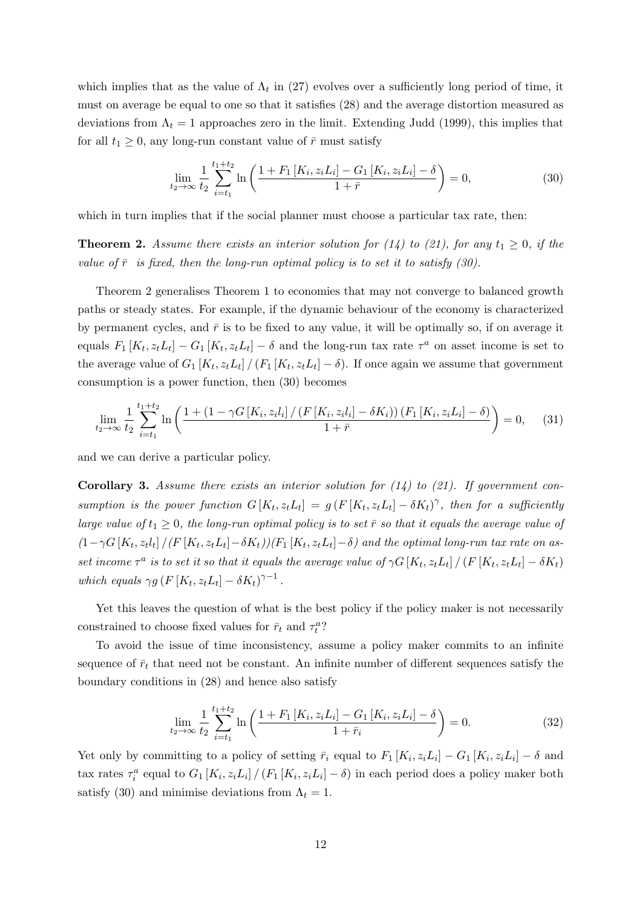which implies that as the value of $\Lambda_t$ in (27) evolves over a sufficiently long period of time, it must on average be equal to one so that it satisfies (28) and the average distortion measured as deviations from $\Lambda_t = 1$ approaches zero in the limit. Extending Judd (1999), this implies that for all $t_1 \geq 0$, any long-run constant value of $\bar{r}$ must satisfy

$$\lim_{t_2 \to \infty} \frac{1}{t_2} \sum_{i=t_1}^{t_1+t_2} \ln\left(\frac{1 + F_1[K_i, z_i L_i] - G_1[K_i, z_i L_i] - \delta}{1 + \bar{r}}\right) = 0, \tag{30}$$

which in turn implies that if the social planner must choose a particular tax rate, then:

**Theorem 2.** *Assume there exists an interior solution for (14) to (21), for any $t_1 \geq 0$, if the value of $\bar{r}$ is fixed, then the long-run optimal policy is to set it to satisfy (30).*

Theorem 2 generalises Theorem 1 to economies that may not converge to balanced growth paths or steady states. For example, if the dynamic behaviour of the economy is characterized by permanent cycles, and $\bar{r}$ is to be fixed to any value, it will be optimally so, if on average it equals $F_1[K_t, z_t L_t] - G_1[K_t, z_t L_t] - \delta$ and the long-run tax rate $\tau^a$ on asset income is set to the average value of $G_1[K_t, z_t L_t] / (F_1[K_t, z_t L_t] - \delta)$. If once again we assume that government consumption is a power function, then (30) becomes

$$\lim_{t_2 \to \infty} \frac{1}{t_2} \sum_{i=t_1}^{t_1+t_2} \ln\left(\frac{1 + (1 - \gamma G[K_i, z_i l_i] / (F[K_i, z_i l_i] - \delta K_i))(F_1[K_i, z_i L_i] - \delta)}{1 + \bar{r}}\right) = 0, \tag{31}$$

and we can derive a particular policy.

**Corollary 3.** *Assume there exists an interior solution for (14) to (21). If government consumption is the power function $G[K_t, z_t L_t] = g(F[K_t, z_t L_t] - \delta K_t)^{\gamma}$, then for a sufficiently large value of $t_1 \geq 0$, the long-run optimal policy is to set $\bar{r}$ so that it equals the average value of $(1 - \gamma G[K_t, z_t l_t] / (F[K_t, z_t L_t] - \delta K_t))(F_1[K_t, z_t L_t] - \delta)$ and the optimal long-run tax rate on asset income $\tau^a$ is to set it so that it equals the average value of $\gamma G[K_t, z_t L_t] / (F[K_t, z_t L_t] - \delta K_t)$ which equals $\gamma g(F[K_t, z_t L_t] - \delta K_t)^{\gamma - 1}$.*

Yet this leaves the question of what is the best policy if the policy maker is not necessarily constrained to choose fixed values for $\bar{r}_t$ and $\tau_t^a$?

To avoid the issue of time inconsistency, assume a policy maker commits to an infinite sequence of $\bar{r}_t$ that need not be constant. An infinite number of different sequences satisfy the boundary conditions in (28) and hence also satisfy

$$\lim_{t_2 \to \infty} \frac{1}{t_2} \sum_{i=t_1}^{t_1+t_2} \ln\left(\frac{1 + F_1[K_i, z_i L_i] - G_1[K_i, z_i L_i] - \delta}{1 + \bar{r}_i}\right) = 0. \tag{32}$$

Yet only by committing to a policy of setting $\bar{r}_i$ equal to $F_1[K_i, z_i L_i] - G_1[K_i, z_i L_i] - \delta$ and tax rates $\tau_i^a$ equal to $G_1[K_i, z_i L_i] / (F_1[K_i, z_i L_i] - \delta)$ in each period does a policy maker both satisfy (30) and minimise deviations from $\Lambda_t = 1$.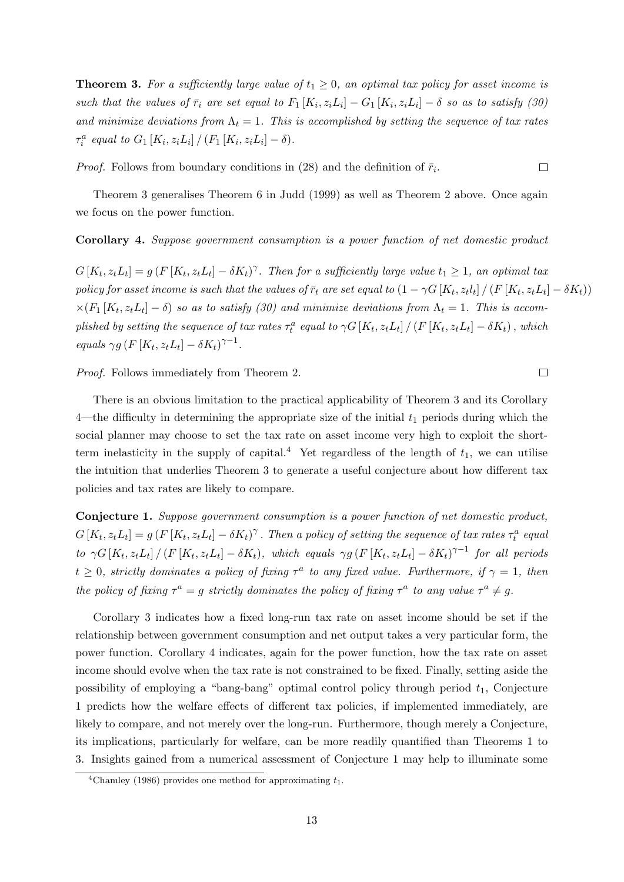**Theorem 3.** *For a sufficiently large value of $t_1 \geq 0$, an optimal tax policy for asset income is such that the values of $\bar{r}_i$ are set equal to $F_1[K_i, z_i L_i] - G_1[K_i, z_i L_i] - \delta$ so as to satisfy (30) and minimize deviations from $\Lambda_t = 1$. This is accomplished by setting the sequence of tax rates $\tau_i^a$ equal to $G_1[K_i, z_i L_i] / (F_1[K_i, z_i L_i] - \delta)$.*

*Proof.* Follows from boundary conditions in (28) and the definition of $\bar{r}_i$. $\square$

Theorem 3 generalises Theorem 6 in Judd (1999) as well as Theorem 2 above. Once again we focus on the power function.

**Corollary 4.** *Suppose government consumption is a power function of net domestic product*

*$G[K_t, z_t L_t] = g(F[K_t, z_t L_t] - \delta K_t)^\gamma$. Then for a sufficiently large value $t_1 \geq 1$, an optimal tax policy for asset income is such that the values of $\bar{r}_t$ are set equal to $(1 - \gamma G[K_t, z_t l_t] / (F[K_t, z_t L_t] - \delta K_t))$ $\times (F_1[K_t, z_t L_t] - \delta)$ so as to satisfy (30) and minimize deviations from $\Lambda_t = 1$. This is accomplished by setting the sequence of tax rates $\tau_t^a$ equal to $\gamma G[K_t, z_t L_t] / (F[K_t, z_t L_t] - \delta K_t)$, which equals $\gamma g (F[K_t, z_t L_t] - \delta K_t)^{\gamma - 1}$.*

*Proof.* Follows immediately from Theorem 2. $\square$

There is an obvious limitation to the practical applicability of Theorem 3 and its Corollary 4—the difficulty in determining the appropriate size of the initial $t_1$ periods during which the social planner may choose to set the tax rate on asset income very high to exploit the short-term inelasticity in the supply of capital.[4] Yet regardless of the length of $t_1$, we can utilise the intuition that underlies Theorem 3 to generate a useful conjecture about how different tax policies and tax rates are likely to compare.

**Conjecture 1.** *Suppose government consumption is a power function of net domestic product, $G[K_t, z_t L_t] = g(F[K_t, z_t L_t] - \delta K_t)^\gamma$. Then a policy of setting the sequence of tax rates $\tau_t^a$ equal to $\gamma G[K_t, z_t L_t] / (F[K_t, z_t L_t] - \delta K_t)$, which equals $\gamma g (F[K_t, z_t L_t] - \delta K_t)^{\gamma - 1}$ for all periods $t \geq 0$, strictly dominates a policy of fixing $\tau^a$ to any fixed value. Furthermore, if $\gamma = 1$, then the policy of fixing $\tau^a = g$ strictly dominates the policy of fixing $\tau^a$ to any value $\tau^a \neq g$.*

Corollary 3 indicates how a fixed long-run tax rate on asset income should be set if the relationship between government consumption and net output takes a very particular form, the power function. Corollary 4 indicates, again for the power function, how the tax rate on asset income should evolve when the tax rate is not constrained to be fixed. Finally, setting aside the possibility of employing a "bang-bang" optimal control policy through period $t_1$, Conjecture 1 predicts how the welfare effects of different tax policies, if implemented immediately, are likely to compare, and not merely over the long-run. Furthermore, though merely a Conjecture, its implications, particularly for welfare, can be more readily quantified than Theorems 1 to 3. Insights gained from a numerical assessment of Conjecture 1 may help to illuminate some

[4] Chamley (1986) provides one method for approximating $t_1$.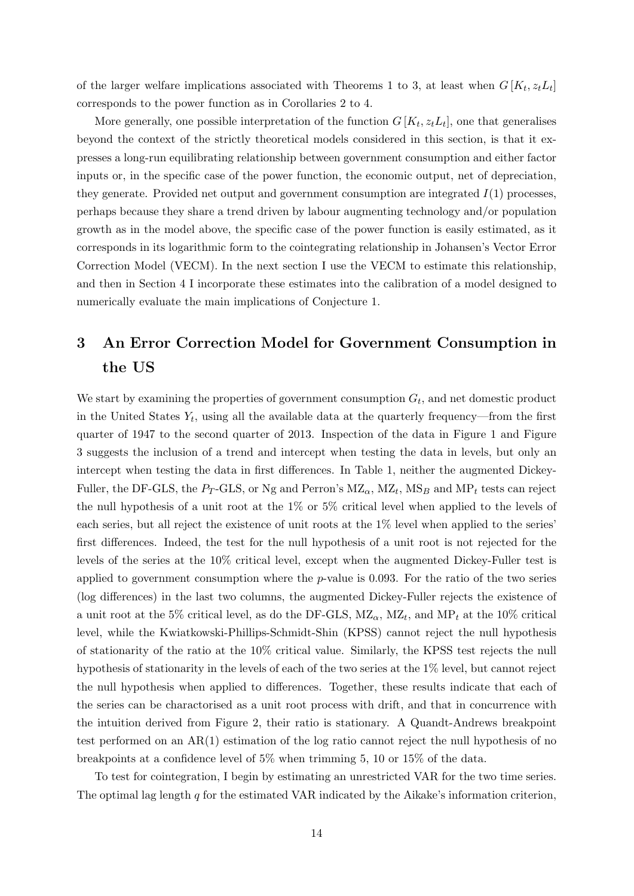of the larger welfare implications associated with Theorems 1 to 3, at least when $G[K_t, z_t L_t]$ corresponds to the power function as in Corollaries 2 to 4.

More generally, one possible interpretation of the function $G[K_t, z_t L_t]$, one that generalises beyond the context of the strictly theoretical models considered in this section, is that it expresses a long-run equilibrating relationship between government consumption and either factor inputs or, in the specific case of the power function, the economic output, net of depreciation, they generate. Provided net output and government consumption are integrated $I(1)$ processes, perhaps because they share a trend driven by labour augmenting technology and/or population growth as in the model above, the specific case of the power function is easily estimated, as it corresponds in its logarithmic form to the cointegrating relationship in Johansen's Vector Error Correction Model (VECM). In the next section I use the VECM to estimate this relationship, and then in Section 4 I incorporate these estimates into the calibration of a model designed to numerically evaluate the main implications of Conjecture 1.

# 3 An Error Correction Model for Government Consumption in the US

We start by examining the properties of government consumption $G_t$, and net domestic product in the United States $Y_t$, using all the available data at the quarterly frequency—from the first quarter of 1947 to the second quarter of 2013. Inspection of the data in Figure 1 and Figure 3 suggests the inclusion of a trend and intercept when testing the data in levels, but only an intercept when testing the data in first differences. In Table 1, neither the augmented Dickey-Fuller, the DF-GLS, the $P_T$-GLS, or Ng and Perron's $\text{MZ}_\alpha$, $\text{MZ}_t$, $\text{MS}_B$ and $\text{MP}_t$ tests can reject the null hypothesis of a unit root at the 1% or 5% critical level when applied to the levels of each series, but all reject the existence of unit roots at the 1% level when applied to the series' first differences. Indeed, the test for the null hypothesis of a unit root is not rejected for the levels of the series at the 10% critical level, except when the augmented Dickey-Fuller test is applied to government consumption where the $p$-value is 0.093. For the ratio of the two series (log differences) in the last two columns, the augmented Dickey-Fuller rejects the existence of a unit root at the 5% critical level, as do the DF-GLS, $\text{MZ}_\alpha$, $\text{MZ}_t$, and $\text{MP}_t$ at the 10% critical level, while the Kwiatkowski-Phillips-Schmidt-Shin (KPSS) cannot reject the null hypothesis of stationarity of the ratio at the 10% critical value. Similarly, the KPSS test rejects the null hypothesis of stationarity in the levels of each of the two series at the 1% level, but cannot reject the null hypothesis when applied to differences. Together, these results indicate that each of the series can be charactorised as a unit root process with drift, and that in concurrence with the intuition derived from Figure 2, their ratio is stationary. A Quandt-Andrews breakpoint test performed on an AR(1) estimation of the log ratio cannot reject the null hypothesis of no breakpoints at a confidence level of 5% when trimming 5, 10 or 15% of the data.

To test for cointegration, I begin by estimating an unrestricted VAR for the two time series. The optimal lag length $q$ for the estimated VAR indicated by the Aikake's information criterion,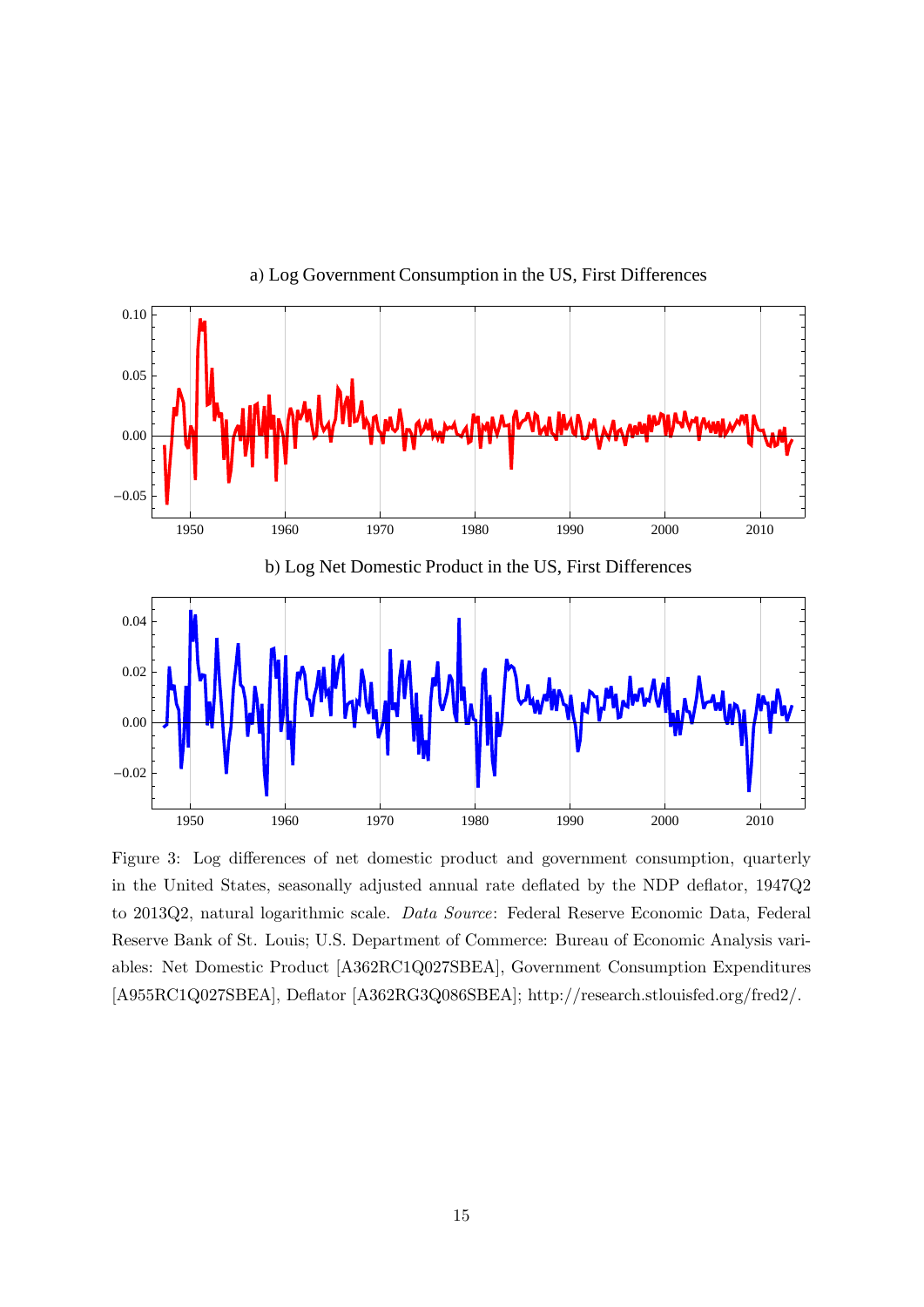Figure 3: Log differences of net domestic product and government consumption, quarterly in the United States, seasonally adjusted annual rate deflated by the NDP deflator, 1947Q2 to 2013Q2, natural logarithmic scale. *Data Source*: Federal Reserve Economic Data, Federal Reserve Bank of St. Louis; U.S. Department of Commerce: Bureau of Economic Analysis variables: Net Domestic Product [A362RC1Q027SBEA], Government Consumption Expenditures [A955RC1Q027SBEA], Deflator [A362RG3Q086SBEA]; http://research.stlouisfed.org/fred2/.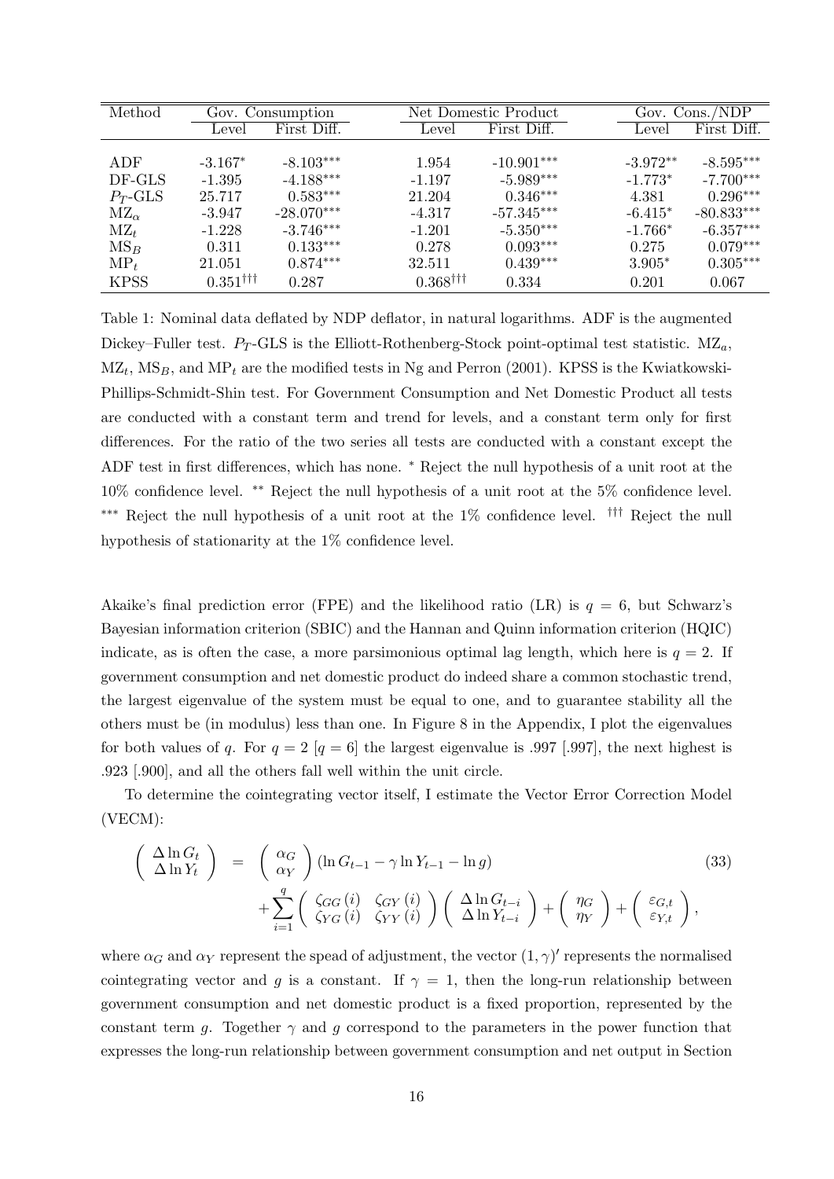| Method | Gov. Consumption | | Net Domestic Product | | Gov. Cons./NDP | |
|---|---|---|---|---|---|---|
| | Level | First Diff. | Level | First Diff. | Level | First Diff. |
| ADF | -3.167* | -8.103*** | 1.954 | -10.901*** | -3.972** | -8.595*** |
| DF-GLS | -1.395 | -4.188*** | -1.197 | -5.989*** | -1.773* | -7.700*** |
| $P_T$-GLS | 25.717 | 0.583*** | 21.204 | 0.346*** | 4.381 | 0.296*** |
| $\text{MZ}_\alpha$ | -3.947 | -28.070*** | -4.317 | -57.345*** | -6.415* | -80.833*** |
| $\text{MZ}_t$ | -1.228 | -3.746*** | -1.201 | -5.350*** | -1.766* | -6.357*** |
| $\text{MS}_B$ | 0.311 | 0.133*** | 0.278 | 0.093*** | 0.275 | 0.079*** |
| $\text{MP}_t$ | 21.051 | 0.874*** | 32.511 | 0.439*** | 3.905* | 0.305*** |
| KPSS | 0.351††† | 0.287 | 0.368††† | 0.334 | 0.201 | 0.067 |

Table 1: Nominal data deflated by NDP deflator, in natural logarithms. ADF is the augmented Dickey–Fuller test. $P_T$-GLS is the Elliott-Rothenberg-Stock point-optimal test statistic. $\text{MZ}_a$, $\text{MZ}_t$, $\text{MS}_B$, and $\text{MP}_t$ are the modified tests in Ng and Perron (2001). KPSS is the Kwiatkowski-Phillips-Schmidt-Shin test. For Government Consumption and Net Domestic Product all tests are conducted with a constant term and trend for levels, and a constant term only for first differences. For the ratio of the two series all tests are conducted with a constant except the ADF test in first differences, which has none. * Reject the null hypothesis of a unit root at the 10% confidence level. ** Reject the null hypothesis of a unit root at the 5% confidence level. *** Reject the null hypothesis of a unit root at the 1% confidence level. ††† Reject the null hypothesis of stationarity at the 1% confidence level.

Akaike's final prediction error (FPE) and the likelihood ratio (LR) is $q = 6$, but Schwarz's Bayesian information criterion (SBIC) and the Hannan and Quinn information criterion (HQIC) indicate, as is often the case, a more parsimonious optimal lag length, which here is $q = 2$. If government consumption and net domestic product do indeed share a common stochastic trend, the largest eigenvalue of the system must be equal to one, and to guarantee stability all the others must be (in modulus) less than one. In Figure 8 in the Appendix, I plot the eigenvalues for both values of $q$. For $q = 2$ [$q = 6$] the largest eigenvalue is .997 [.997], the next highest is .923 [.900], and all the others fall well within the unit circle.

To determine the cointegrating vector itself, I estimate the Vector Error Correction Model (VECM):

$$\begin{pmatrix} \Delta \ln G_t \\ \Delta \ln Y_t \end{pmatrix} = \begin{pmatrix} \alpha_G \\ \alpha_Y \end{pmatrix} (\ln G_{t-1} - \gamma \ln Y_{t-1} - \ln g) + \sum_{i=1}^{q} \begin{pmatrix} \zeta_{GG}(i) & \zeta_{GY}(i) \\ \zeta_{YG}(i) & \zeta_{YY}(i) \end{pmatrix} \begin{pmatrix} \Delta \ln G_{t-i} \\ \Delta \ln Y_{t-i} \end{pmatrix} + \begin{pmatrix} \eta_G \\ \eta_Y \end{pmatrix} + \begin{pmatrix} \varepsilon_{G,t} \\ \varepsilon_{Y,t} \end{pmatrix}, \tag{33}$$

where $\alpha_G$ and $\alpha_Y$ represent the spead of adjustment, the vector $(1, \gamma)'$ represents the normalised cointegrating vector and $g$ is a constant. If $\gamma = 1$, then the long-run relationship between government consumption and net domestic product is a fixed proportion, represented by the constant term $g$. Together $\gamma$ and $g$ correspond to the parameters in the power function that expresses the long-run relationship between government consumption and net output in Section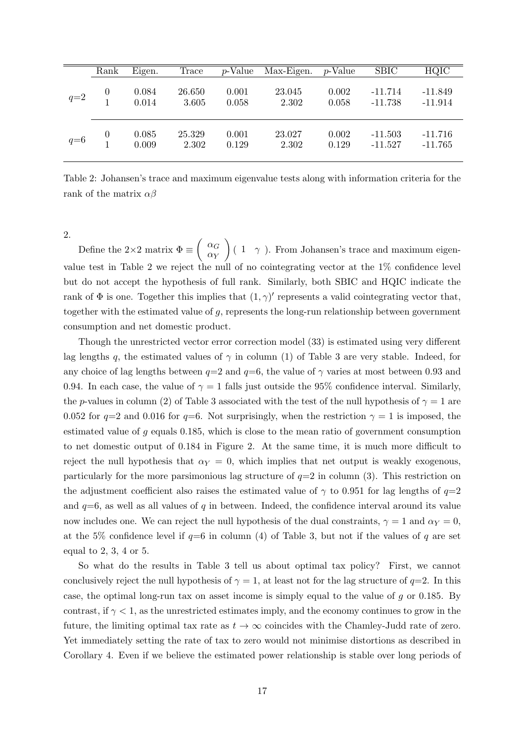|  | Rank | Eigen. | Trace | $p$-Value | Max-Eigen. | $p$-Value | SBIC | HQIC |
|---|---|---|---|---|---|---|---|---|
| $q$=2 | 0 | 0.084 | 26.650 | 0.001 | 23.045 | 0.002 | -11.714 | -11.849 |
|  | 1 | 0.014 | 3.605 | 0.058 | 2.302 | 0.058 | -11.738 | -11.914 |
| $q$=6 | 0 | 0.085 | 25.329 | 0.001 | 23.027 | 0.002 | -11.503 | -11.716 |
|  | 1 | 0.009 | 2.302 | 0.129 | 2.302 | 0.129 | -11.527 | -11.765 |

Table 2: Johansen's trace and maximum eigenvalue tests along with information criteria for the rank of the matrix $\alpha\beta$

2.

Define the 2×2 matrix $\Phi \equiv \begin{pmatrix} \alpha_G \\ \alpha_Y \end{pmatrix} \begin{pmatrix} 1 & \gamma \end{pmatrix}$. From Johansen's trace and maximum eigenvalue test in Table 2 we reject the null of no cointegrating vector at the 1% confidence level but do not accept the hypothesis of full rank. Similarly, both SBIC and HQIC indicate the rank of $\Phi$ is one. Together this implies that $(1, \gamma)'$ represents a valid cointegrating vector that, together with the estimated value of $g$, represents the long-run relationship between government consumption and net domestic product.

Though the unrestricted vector error correction model (33) is estimated using very different lag lengths $q$, the estimated values of $\gamma$ in column (1) of Table 3 are very stable. Indeed, for any choice of lag lengths between $q$=2 and $q$=6, the value of $\gamma$ varies at most between 0.93 and 0.94. In each case, the value of $\gamma = 1$ falls just outside the 95% confidence interval. Similarly, the $p$-values in column (2) of Table 3 associated with the test of the null hypothesis of $\gamma = 1$ are 0.052 for $q$=2 and 0.016 for $q$=6. Not surprisingly, when the restriction $\gamma = 1$ is imposed, the estimated value of $g$ equals 0.185, which is close to the mean ratio of government consumption to net domestic output of 0.184 in Figure 2. At the same time, it is much more difficult to reject the null hypothesis that $\alpha_Y = 0$, which implies that net output is weakly exogenous, particularly for the more parsimonious lag structure of $q$=2 in column (3). This restriction on the adjustment coefficient also raises the estimated value of $\gamma$ to 0.951 for lag lengths of $q$=2 and $q$=6, as well as all values of $q$ in between. Indeed, the confidence interval around its value now includes one. We can reject the null hypothesis of the dual constraints, $\gamma = 1$ and $\alpha_Y = 0$, at the 5% confidence level if $q$=6 in column (4) of Table 3, but not if the values of $q$ are set equal to 2, 3, 4 or 5.

So what do the results in Table 3 tell us about optimal tax policy? First, we cannot conclusively reject the null hypothesis of $\gamma = 1$, at least not for the lag structure of $q$=2. In this case, the optimal long-run tax on asset income is simply equal to the value of $g$ or 0.185. By contrast, if $\gamma < 1$, as the unrestricted estimates imply, and the economy continues to grow in the future, the limiting optimal tax rate as $t \to \infty$ coincides with the Chamley-Judd rate of zero. Yet immediately setting the rate of tax to zero would not minimise distortions as described in Corollary 4. Even if we believe the estimated power relationship is stable over long periods of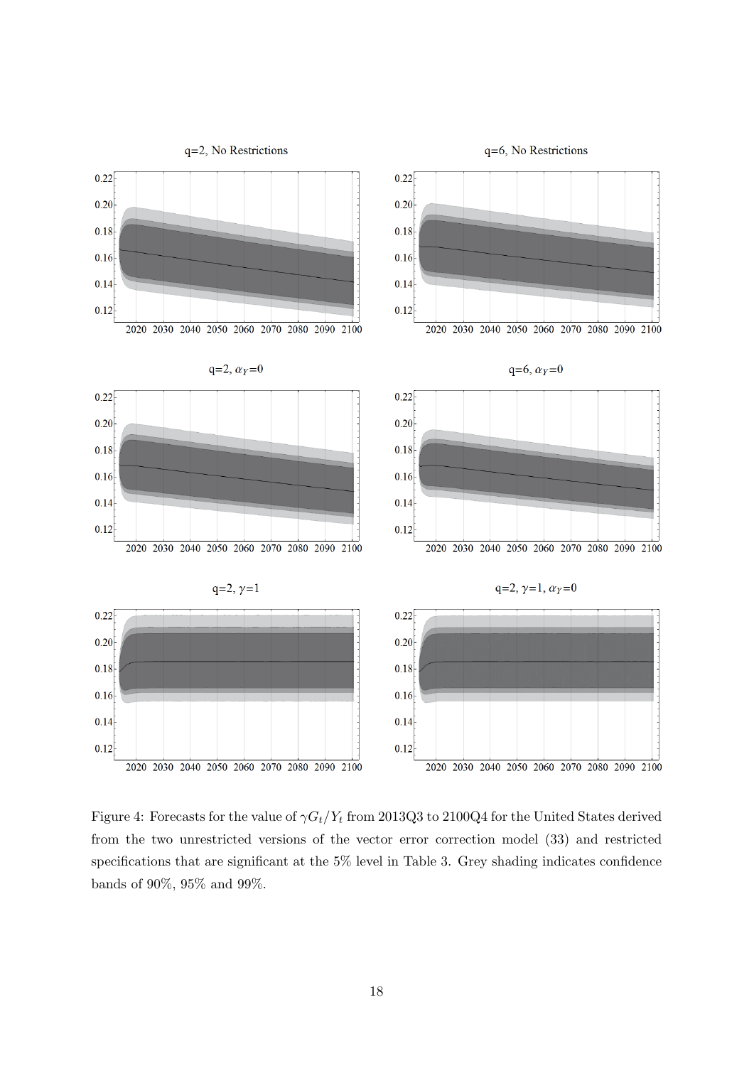Figure 4: Forecasts for the value of $\gamma G_t/Y_t$ from 2013Q3 to 2100Q4 for the United States derived from the two unrestricted versions of the vector error correction model (33) and restricted specifications that are significant at the 5% level in Table 3. Grey shading indicates confidence bands of 90%, 95% and 99%.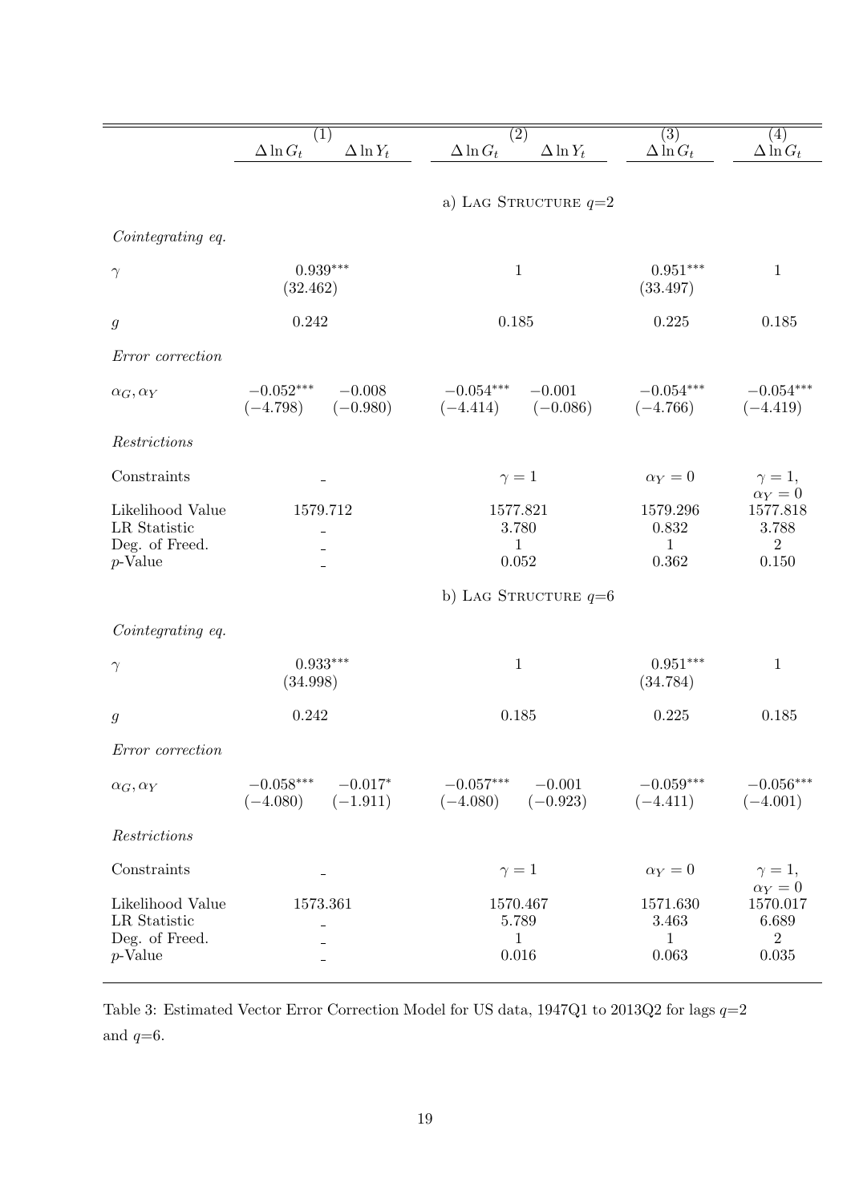| | (1) | | (2) | | (3) | (4) |
|---|---|---|---|---|---|---|
| | $\Delta \ln G_t$ | $\Delta \ln Y_t$ | $\Delta \ln G_t$ | $\Delta \ln Y_t$ | $\Delta \ln G_t$ | $\Delta \ln G_t$ |
| | | | a) LAG STRUCTURE $q$=2 | | | |
| *Cointegrating eq.* | | | | | | |
| $\gamma$ | $0.939^{***}$ (32.462) | | 1 | | $0.951^{***}$ (33.497) | 1 |
| $g$ | 0.242 | | 0.185 | | 0.225 | 0.185 |
| *Error correction* | | | | | | |
| $\alpha_G, \alpha_Y$ | $-0.052^{***}$ $(-4.798)$ | $-0.008$ $(-0.980)$ | $-0.054^{***}$ $(-4.414)$ | $-0.001$ $(-0.086)$ | $-0.054^{***}$ $(-4.766)$ | $-0.054^{***}$ $(-4.419)$ |
| *Restrictions* | | | | | | |
| Constraints | - | | $\gamma = 1$ | | $\alpha_Y = 0$ | $\gamma = 1$, $\alpha_Y = 0$ |
| Likelihood Value | 1579.712 | | 1577.821 | | 1579.296 | 1577.818 |
| LR Statistic | - | | 3.780 | | 0.832 | 3.788 |
| Deg. of Freed. | - | | 1 | | 1 | 2 |
| $p$-Value | - | | 0.052 | | 0.362 | 0.150 |
| | | | b) LAG STRUCTURE $q$=6 | | | |
| *Cointegrating eq.* | | | | | | |
| $\gamma$ | $0.933^{***}$ (34.998) | | 1 | | $0.951^{***}$ (34.784) | 1 |
| $g$ | 0.242 | | 0.185 | | 0.225 | 0.185 |
| *Error correction* | | | | | | |
| $\alpha_G, \alpha_Y$ | $-0.058^{***}$ $(-4.080)$ | $-0.017^{*}$ $(-1.911)$ | $-0.057^{***}$ $(-4.080)$ | $-0.001$ $(-0.923)$ | $-0.059^{***}$ $(-4.411)$ | $-0.056^{***}$ $(-4.001)$ |
| *Restrictions* | | | | | | |
| Constraints | - | | $\gamma = 1$ | | $\alpha_Y = 0$ | $\gamma = 1$, $\alpha_Y = 0$ |
| Likelihood Value | 1573.361 | | 1570.467 | | 1571.630 | 1570.017 |
| LR Statistic | - | | 5.789 | | 3.463 | 6.689 |
| Deg. of Freed. | - | | 1 | | 1 | 2 |
| $p$-Value | - | | 0.016 | | 0.063 | 0.035 |

Table 3: Estimated Vector Error Correction Model for US data, 1947Q1 to 2013Q2 for lags $q$=2 and $q$=6.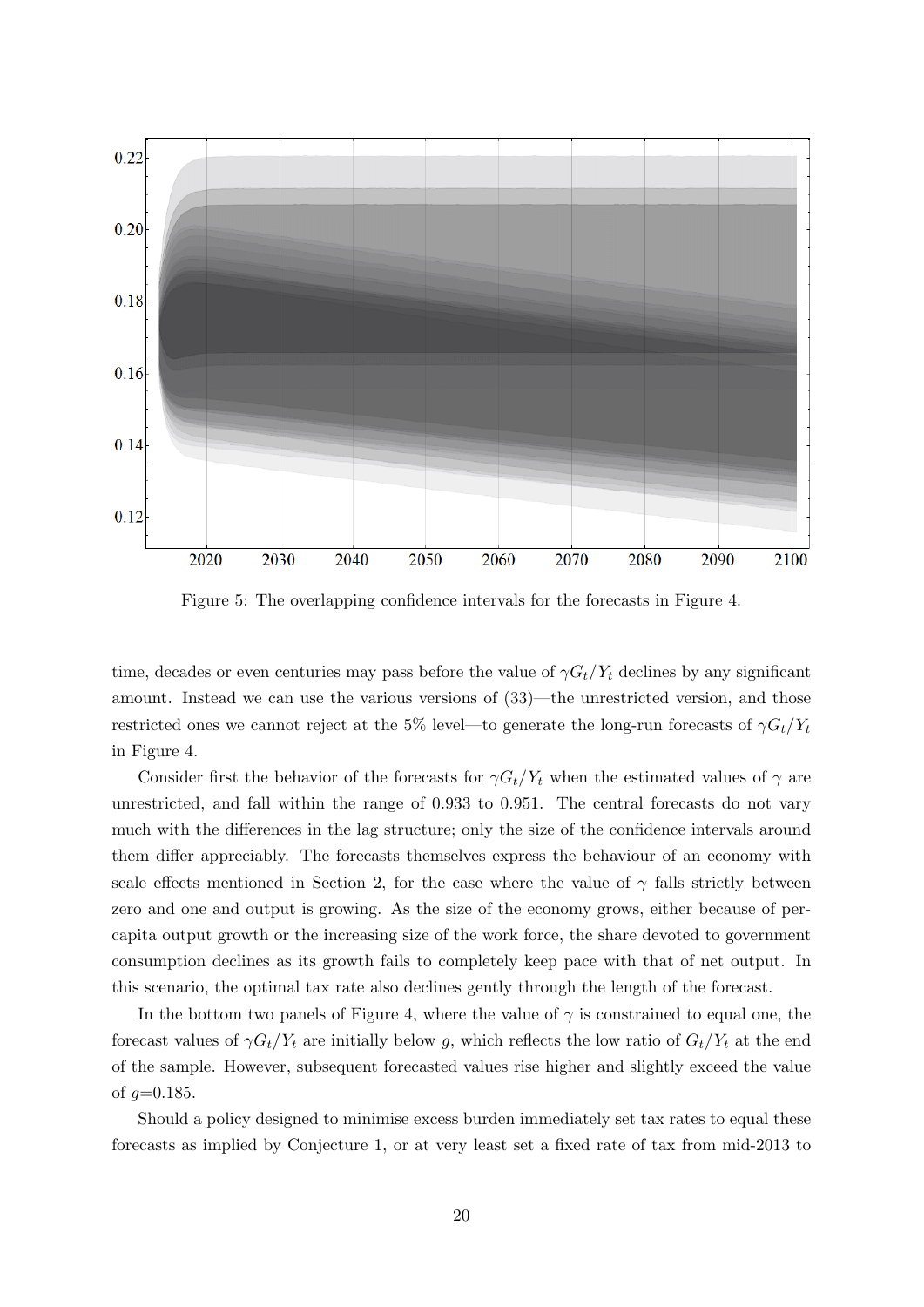Figure 5: The overlapping confidence intervals for the forecasts in Figure 4.

time, decades or even centuries may pass before the value of $\gamma G_t/Y_t$ declines by any significant amount. Instead we can use the various versions of (33)—the unrestricted version, and those restricted ones we cannot reject at the 5% level—to generate the long-run forecasts of $\gamma G_t/Y_t$ in Figure 4.

Consider first the behavior of the forecasts for $\gamma G_t/Y_t$ when the estimated values of $\gamma$ are unrestricted, and fall within the range of 0.933 to 0.951. The central forecasts do not vary much with the differences in the lag structure; only the size of the confidence intervals around them differ appreciably. The forecasts themselves express the behaviour of an economy with scale effects mentioned in Section 2, for the case where the value of $\gamma$ falls strictly between zero and one and output is growing. As the size of the economy grows, either because of per-capita output growth or the increasing size of the work force, the share devoted to government consumption declines as its growth fails to completely keep pace with that of net output. In this scenario, the optimal tax rate also declines gently through the length of the forecast.

In the bottom two panels of Figure 4, where the value of $\gamma$ is constrained to equal one, the forecast values of $\gamma G_t/Y_t$ are initially below $g$, which reflects the low ratio of $G_t/Y_t$ at the end of the sample. However, subsequent forecasted values rise higher and slightly exceed the value of $g$=0.185.

Should a policy designed to minimise excess burden immediately set tax rates to equal these forecasts as implied by Conjecture 1, or at very least set a fixed rate of tax from mid-2013 to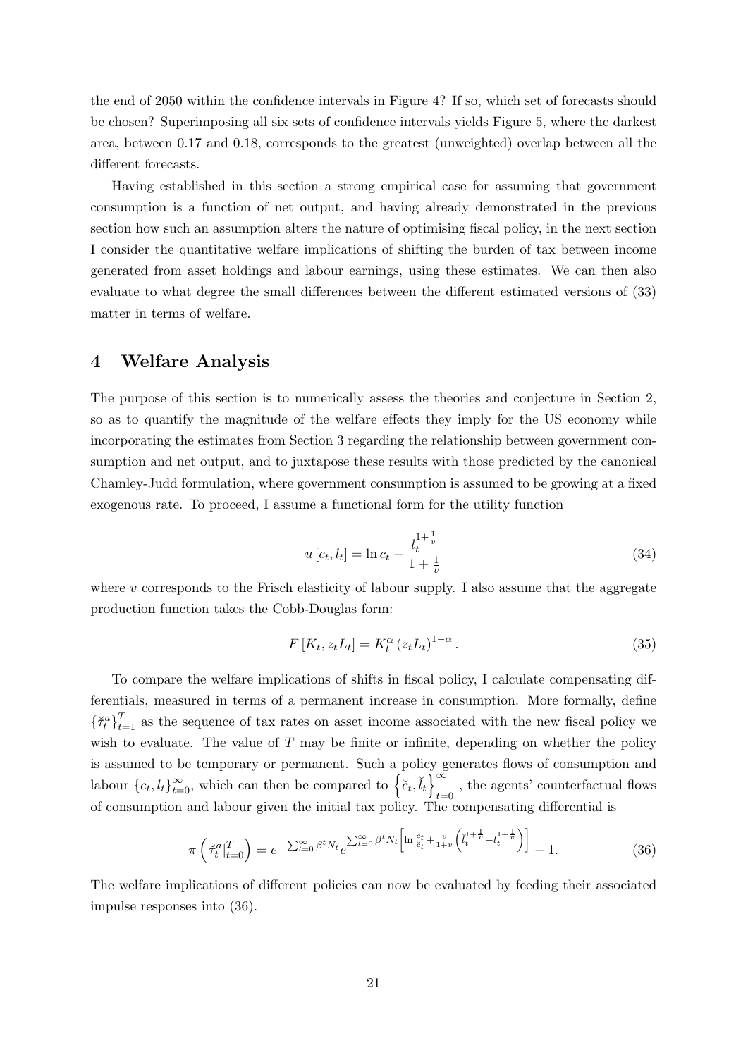the end of 2050 within the confidence intervals in Figure 4? If so, which set of forecasts should be chosen? Superimposing all six sets of confidence intervals yields Figure 5, where the darkest area, between 0.17 and 0.18, corresponds to the greatest (unweighted) overlap between all the different forecasts.

Having established in this section a strong empirical case for assuming that government consumption is a function of net output, and having already demonstrated in the previous section how such an assumption alters the nature of optimising fiscal policy, in the next section I consider the quantitative welfare implications of shifting the burden of tax between income generated from asset holdings and labour earnings, using these estimates. We can then also evaluate to what degree the small differences between the different estimated versions of (33) matter in terms of welfare.

# 4 Welfare Analysis

The purpose of this section is to numerically assess the theories and conjecture in Section 2, so as to quantify the magnitude of the welfare effects they imply for the US economy while incorporating the estimates from Section 3 regarding the relationship between government consumption and net output, and to juxtapose these results with those predicted by the canonical Chamley-Judd formulation, where government consumption is assumed to be growing at a fixed exogenous rate. To proceed, I assume a functional form for the utility function

$$u\left[c_t, l_t\right] = \ln c_t - \frac{l_t^{1+\frac{1}{v}}}{1+\frac{1}{v}} \tag{34}$$

where $v$ corresponds to the Frisch elasticity of labour supply. I also assume that the aggregate production function takes the Cobb-Douglas form:

$$F\left[K_t, z_t L_t\right] = K_t^{\alpha}\left(z_t L_t\right)^{1-\alpha}. \tag{35}$$

To compare the welfare implications of shifts in fiscal policy, I calculate compensating differentials, measured in terms of a permanent increase in consumption. More formally, define $\{\breve{\tau}_t^a\}_{t=1}^T$ as the sequence of tax rates on asset income associated with the new fiscal policy we wish to evaluate. The value of $T$ may be finite or infinite, depending on whether the policy is assumed to be temporary or permanent. Such a policy generates flows of consumption and labour $\{c_t, l_t\}_{t=0}^{\infty}$, which can then be compared to $\left\{\breve{c}_t, \breve{l}_t\right\}_{t=0}^{\infty}$, the agents' counterfactual flows of consumption and labour given the initial tax policy. The compensating differential is

$$\pi\left(\breve{\tau}_t^a\big|_{t=0}^T\right) = e^{-\sum_{t=0}^{\infty}\beta^t N_t} e^{\sum_{t=0}^{\infty}\beta^t N_t\left[\ln\frac{c_t}{\breve{c}_t} + \frac{v}{1+v}\left(\breve{l}_t^{1+\frac{1}{v}} - l_t^{1+\frac{1}{v}}\right)\right]} - 1. \tag{36}$$

The welfare implications of different policies can now be evaluated by feeding their associated impulse responses into (36).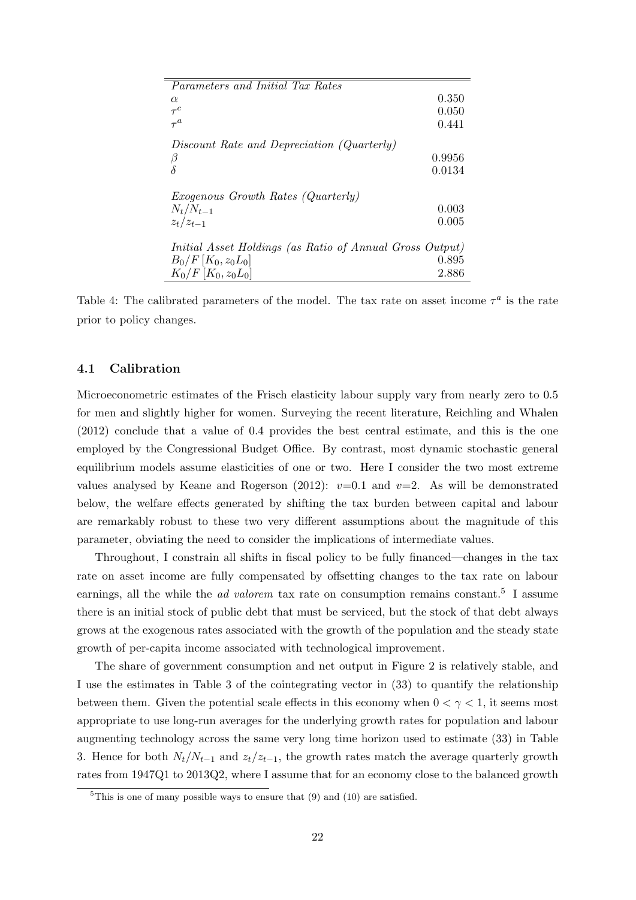| *Parameters and Initial Tax Rates* | |
|---|---|
| $\alpha$ | 0.350 |
| $\tau^c$ | 0.050 |
| $\tau^a$ | 0.441 |
| *Discount Rate and Depreciation (Quarterly)* | |
| $\beta$ | 0.9956 |
| $\delta$ | 0.0134 |
| *Exogenous Growth Rates (Quarterly)* | |
| $N_t/N_{t-1}$ | 0.003 |
| $z_t/z_{t-1}$ | 0.005 |
| *Initial Asset Holdings (as Ratio of Annual Gross Output)* | |
| $B_0/F\left[K_0, z_0L_0\right]$ | 0.895 |
| $K_0/F\left[K_0, z_0L_0\right]$ | 2.886 |

Table 4: The calibrated parameters of the model. The tax rate on asset income $\tau^a$ is the rate prior to policy changes.

### 4.1 Calibration

Microeconometric estimates of the Frisch elasticity labour supply vary from nearly zero to 0.5 for men and slightly higher for women. Surveying the recent literature, Reichling and Whalen (2012) conclude that a value of 0.4 provides the best central estimate, and this is the one employed by the Congressional Budget Office. By contrast, most dynamic stochastic general equilibrium models assume elasticities of one or two. Here I consider the two most extreme values analysed by Keane and Rogerson (2012): $\upsilon$=0.1 and $\upsilon$=2. As will be demonstrated below, the welfare effects generated by shifting the tax burden between capital and labour are remarkably robust to these two very different assumptions about the magnitude of this parameter, obviating the need to consider the implications of intermediate values.

Throughout, I constrain all shifts in fiscal policy to be fully financed—changes in the tax rate on asset income are fully compensated by offsetting changes to the tax rate on labour earnings, all the while the *ad valorem* tax rate on consumption remains constant.[5] I assume there is an initial stock of public debt that must be serviced, but the stock of that debt always grows at the exogenous rates associated with the growth of the population and the steady state growth of per-capita income associated with technological improvement.

The share of government consumption and net output in Figure 2 is relatively stable, and I use the estimates in Table 3 of the cointegrating vector in (33) to quantify the relationship between them. Given the potential scale effects in this economy when $0 < \gamma < 1$, it seems most appropriate to use long-run averages for the underlying growth rates for population and labour augmenting technology across the same very long time horizon used to estimate (33) in Table 3. Hence for both $N_t/N_{t-1}$ and $z_t/z_{t-1}$, the growth rates match the average quarterly growth rates from 1947Q1 to 2013Q2, where I assume that for an economy close to the balanced growth

[5] This is one of many possible ways to ensure that (9) and (10) are satisfied.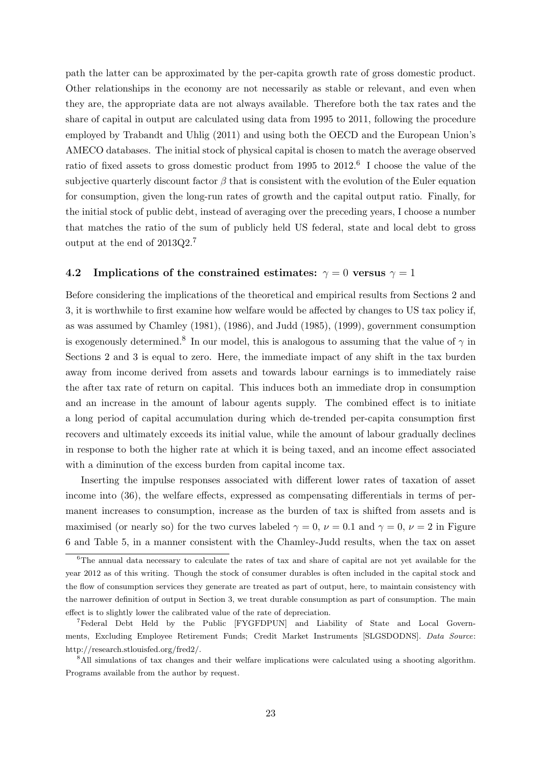path the latter can be approximated by the per-capita growth rate of gross domestic product. Other relationships in the economy are not necessarily as stable or relevant, and even when they are, the appropriate data are not always available. Therefore both the tax rates and the share of capital in output are calculated using data from 1995 to 2011, following the procedure employed by Trabandt and Uhlig (2011) and using both the OECD and the European Union's AMECO databases. The initial stock of physical capital is chosen to match the average observed ratio of fixed assets to gross domestic product from 1995 to 2012.[6] I choose the value of the subjective quarterly discount factor $\beta$ that is consistent with the evolution of the Euler equation for consumption, given the long-run rates of growth and the capital output ratio. Finally, for the initial stock of public debt, instead of averaging over the preceding years, I choose a number that matches the ratio of the sum of publicly held US federal, state and local debt to gross output at the end of 2013Q2.[7]

### 4.2 Implications of the constrained estimates: $\gamma = 0$ versus $\gamma = 1$

Before considering the implications of the theoretical and empirical results from Sections 2 and 3, it is worthwhile to first examine how welfare would be affected by changes to US tax policy if, as was assumed by Chamley (1981), (1986), and Judd (1985), (1999), government consumption is exogenously determined.[8] In our model, this is analogous to assuming that the value of $\gamma$ in Sections 2 and 3 is equal to zero. Here, the immediate impact of any shift in the tax burden away from income derived from assets and towards labour earnings is to immediately raise the after tax rate of return on capital. This induces both an immediate drop in consumption and an increase in the amount of labour agents supply. The combined effect is to initiate a long period of capital accumulation during which de-trended per-capita consumption first recovers and ultimately exceeds its initial value, while the amount of labour gradually declines in response to both the higher rate at which it is being taxed, and an income effect associated with a diminution of the excess burden from capital income tax.

Inserting the impulse responses associated with different lower rates of taxation of asset income into (36), the welfare effects, expressed as compensating differentials in terms of permanent increases to consumption, increase as the burden of tax is shifted from assets and is maximised (or nearly so) for the two curves labeled $\gamma = 0$, $\nu = 0.1$ and $\gamma = 0$, $\nu = 2$ in Figure 6 and Table 5, in a manner consistent with the Chamley-Judd results, when the tax on asset

---

[6] The annual data necessary to calculate the rates of tax and share of capital are not yet available for the year 2012 as of this writing. Though the stock of consumer durables is often included in the capital stock and the flow of consumption services they generate are treated as part of output, here, to maintain consistency with the narrower definition of output in Section 3, we treat durable consumption as part of consumption. The main effect is to slightly lower the calibrated value of the rate of depreciation.

[7] Federal Debt Held by the Public [FYGFDPUN] and Liability of State and Local Governments, Excluding Employee Retirement Funds; Credit Market Instruments [SLGSDODNS]. *Data Source*: http://research.stlouisfed.org/fred2/.

[8] All simulations of tax changes and their welfare implications were calculated using a shooting algorithm. Programs available from the author by request.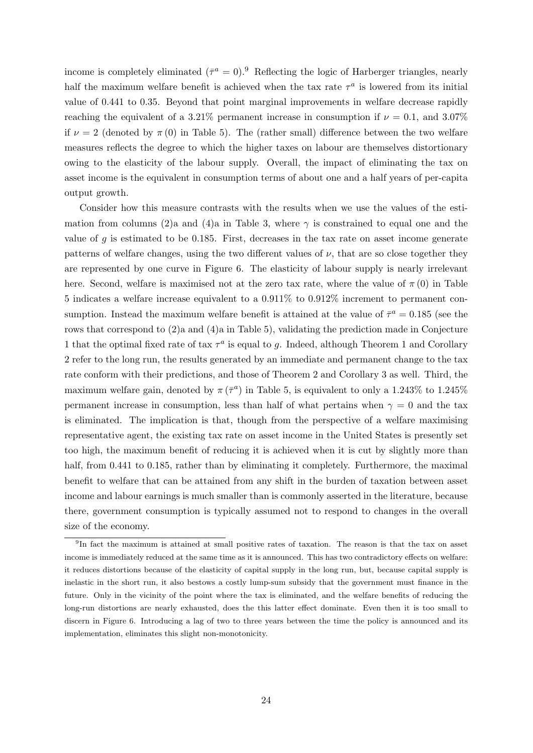income is completely eliminated ($\bar{\tau}^a = 0$).[9] Reflecting the logic of Harberger triangles, nearly half the maximum welfare benefit is achieved when the tax rate $\tau^a$ is lowered from its initial value of 0.441 to 0.35. Beyond that point marginal improvements in welfare decrease rapidly reaching the equivalent of a 3.21% permanent increase in consumption if $\nu = 0.1$, and 3.07% if $\nu = 2$ (denoted by $\pi(0)$ in Table 5). The (rather small) difference between the two welfare measures reflects the degree to which the higher taxes on labour are themselves distortionary owing to the elasticity of the labour supply. Overall, the impact of eliminating the tax on asset income is the equivalent in consumption terms of about one and a half years of per-capita output growth.

Consider how this measure contrasts with the results when we use the values of the estimation from columns (2)a and (4)a in Table 3, where $\gamma$ is constrained to equal one and the value of $g$ is estimated to be 0.185. First, decreases in the tax rate on asset income generate patterns of welfare changes, using the two different values of $\nu$, that are so close together they are represented by one curve in Figure 6. The elasticity of labour supply is nearly irrelevant here. Second, welfare is maximised not at the zero tax rate, where the value of $\pi(0)$ in Table 5 indicates a welfare increase equivalent to a 0.911% to 0.912% increment to permanent consumption. Instead the maximum welfare benefit is attained at the value of $\bar{\tau}^a = 0.185$ (see the rows that correspond to (2)a and (4)a in Table 5), validating the prediction made in Conjecture 1 that the optimal fixed rate of tax $\tau^a$ is equal to $g$. Indeed, although Theorem 1 and Corollary 2 refer to the long run, the results generated by an immediate and permanent change to the tax rate conform with their predictions, and those of Theorem 2 and Corollary 3 as well. Third, the maximum welfare gain, denoted by $\pi(\bar{\tau}^a)$ in Table 5, is equivalent to only a 1.243% to 1.245% permanent increase in consumption, less than half of what pertains when $\gamma = 0$ and the tax is eliminated. The implication is that, though from the perspective of a welfare maximising representative agent, the existing tax rate on asset income in the United States is presently set too high, the maximum benefit of reducing it is achieved when it is cut by slightly more than half, from 0.441 to 0.185, rather than by eliminating it completely. Furthermore, the maximal benefit to welfare that can be attained from any shift in the burden of taxation between asset income and labour earnings is much smaller than is commonly asserted in the literature, because there, government consumption is typically assumed not to respond to changes in the overall size of the economy.

[9] In fact the maximum is attained at small positive rates of taxation. The reason is that the tax on asset income is immediately reduced at the same time as it is announced. This has two contradictory effects on welfare: it reduces distortions because of the elasticity of capital supply in the long run, but, because capital supply is inelastic in the short run, it also bestows a costly lump-sum subsidy that the government must finance in the future. Only in the vicinity of the point where the tax is eliminated, and the welfare benefits of reducing the long-run distortions are nearly exhausted, does the this latter effect dominate. Even then it is too small to discern in Figure 6. Introducing a lag of two to three years between the time the policy is announced and its implementation, eliminates this slight non-monotonicity.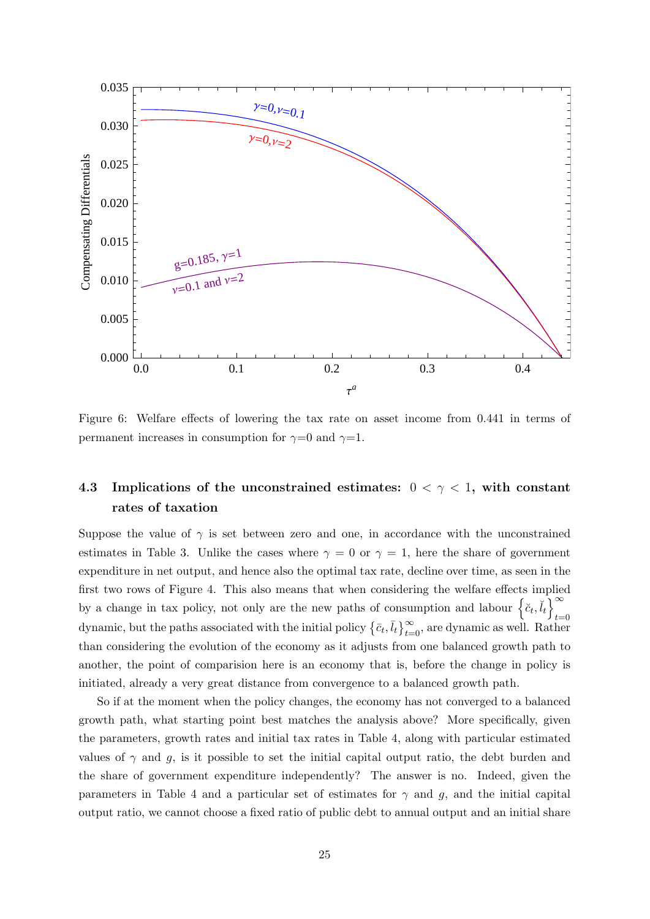Figure 6: Welfare effects of lowering the tax rate on asset income from 0.441 in terms of permanent increases in consumption for $\gamma$=0 and $\gamma$=1.

### 4.3 Implications of the unconstrained estimates: $0 < \gamma < 1$, with constant rates of taxation

Suppose the value of $\gamma$ is set between zero and one, in accordance with the unconstrained estimates in Table 3. Unlike the cases where $\gamma = 0$ or $\gamma = 1$, here the share of government expenditure in net output, and hence also the optimal tax rate, decline over time, as seen in the first two rows of Figure 4. This also means that when considering the welfare effects implied by a change in tax policy, not only are the new paths of consumption and labour $\left\{\check{c}_t, \check{l}_t\right\}_{t=0}^{\infty}$ dynamic, but the paths associated with the initial policy $\left\{\bar{c}_t, \bar{l}_t\right\}_{t=0}^{\infty}$, are dynamic as well. Rather than considering the evolution of the economy as it adjusts from one balanced growth path to another, the point of comparision here is an economy that is, before the change in policy is initiated, already a very great distance from convergence to a balanced growth path.

So if at the moment when the policy changes, the economy has not converged to a balanced growth path, what starting point best matches the analysis above? More specifically, given the parameters, growth rates and initial tax rates in Table 4, along with particular estimated values of $\gamma$ and $g$, is it possible to set the initial capital output ratio, the debt burden and the share of government expenditure independently? The answer is no. Indeed, given the parameters in Table 4 and a particular set of estimates for $\gamma$ and $g$, and the initial capital output ratio, we cannot choose a fixed ratio of public debt to annual output and an initial share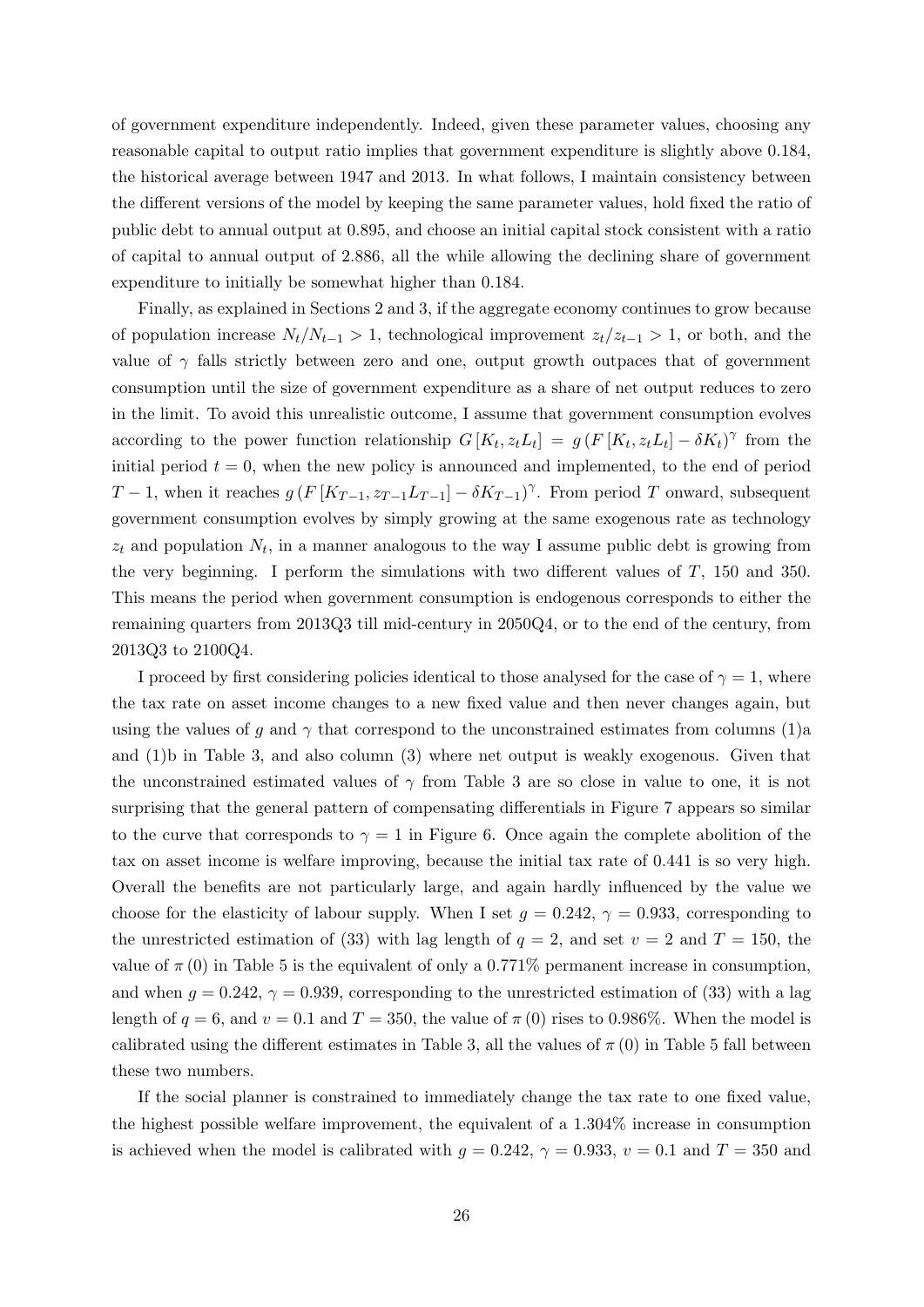of government expenditure independently. Indeed, given these parameter values, choosing any reasonable capital to output ratio implies that government expenditure is slightly above 0.184, the historical average between 1947 and 2013. In what follows, I maintain consistency between the different versions of the model by keeping the same parameter values, hold fixed the ratio of public debt to annual output at 0.895, and choose an initial capital stock consistent with a ratio of capital to annual output of 2.886, all the while allowing the declining share of government expenditure to initially be somewhat higher than 0.184.

Finally, as explained in Sections 2 and 3, if the aggregate economy continues to grow because of population increase $N_t/N_{t-1} > 1$, technological improvement $z_t/z_{t-1} > 1$, or both, and the value of $\gamma$ falls strictly between zero and one, output growth outpaces that of government consumption until the size of government expenditure as a share of net output reduces to zero in the limit. To avoid this unrealistic outcome, I assume that government consumption evolves according to the power function relationship $G[K_t, z_t L_t] = g(F[K_t, z_t L_t] - \delta K_t)^\gamma$ from the initial period $t = 0$, when the new policy is announced and implemented, to the end of period $T-1$, when it reaches $g(F[K_{T-1}, z_{T-1}L_{T-1}] - \delta K_{T-1})^\gamma$. From period $T$ onward, subsequent government consumption evolves by simply growing at the same exogenous rate as technology $z_t$ and population $N_t$, in a manner analogous to the way I assume public debt is growing from the very beginning. I perform the simulations with two different values of $T$, 150 and 350. This means the period when government consumption is endogenous corresponds to either the remaining quarters from 2013Q3 till mid-century in 2050Q4, or to the end of the century, from 2013Q3 to 2100Q4.

I proceed by first considering policies identical to those analysed for the case of $\gamma = 1$, where the tax rate on asset income changes to a new fixed value and then never changes again, but using the values of $g$ and $\gamma$ that correspond to the unconstrained estimates from columns (1)a and (1)b in Table 3, and also column (3) where net output is weakly exogenous. Given that the unconstrained estimated values of $\gamma$ from Table 3 are so close in value to one, it is not surprising that the general pattern of compensating differentials in Figure 7 appears so similar to the curve that corresponds to $\gamma = 1$ in Figure 6. Once again the complete abolition of the tax on asset income is welfare improving, because the initial tax rate of 0.441 is so very high. Overall the benefits are not particularly large, and again hardly influenced by the value we choose for the elasticity of labour supply. When I set $g = 0.242$, $\gamma = 0.933$, corresponding to the unrestricted estimation of (33) with lag length of $q = 2$, and set $v = 2$ and $T = 150$, the value of $\pi(0)$ in Table 5 is the equivalent of only a 0.771% permanent increase in consumption, and when $g = 0.242$, $\gamma = 0.939$, corresponding to the unrestricted estimation of (33) with a lag length of $q = 6$, and $v = 0.1$ and $T = 350$, the value of $\pi(0)$ rises to 0.986%. When the model is calibrated using the different estimates in Table 3, all the values of $\pi(0)$ in Table 5 fall between these two numbers.

If the social planner is constrained to immediately change the tax rate to one fixed value, the highest possible welfare improvement, the equivalent of a 1.304% increase in consumption is achieved when the model is calibrated with $g = 0.242$, $\gamma = 0.933$, $v = 0.1$ and $T = 350$ and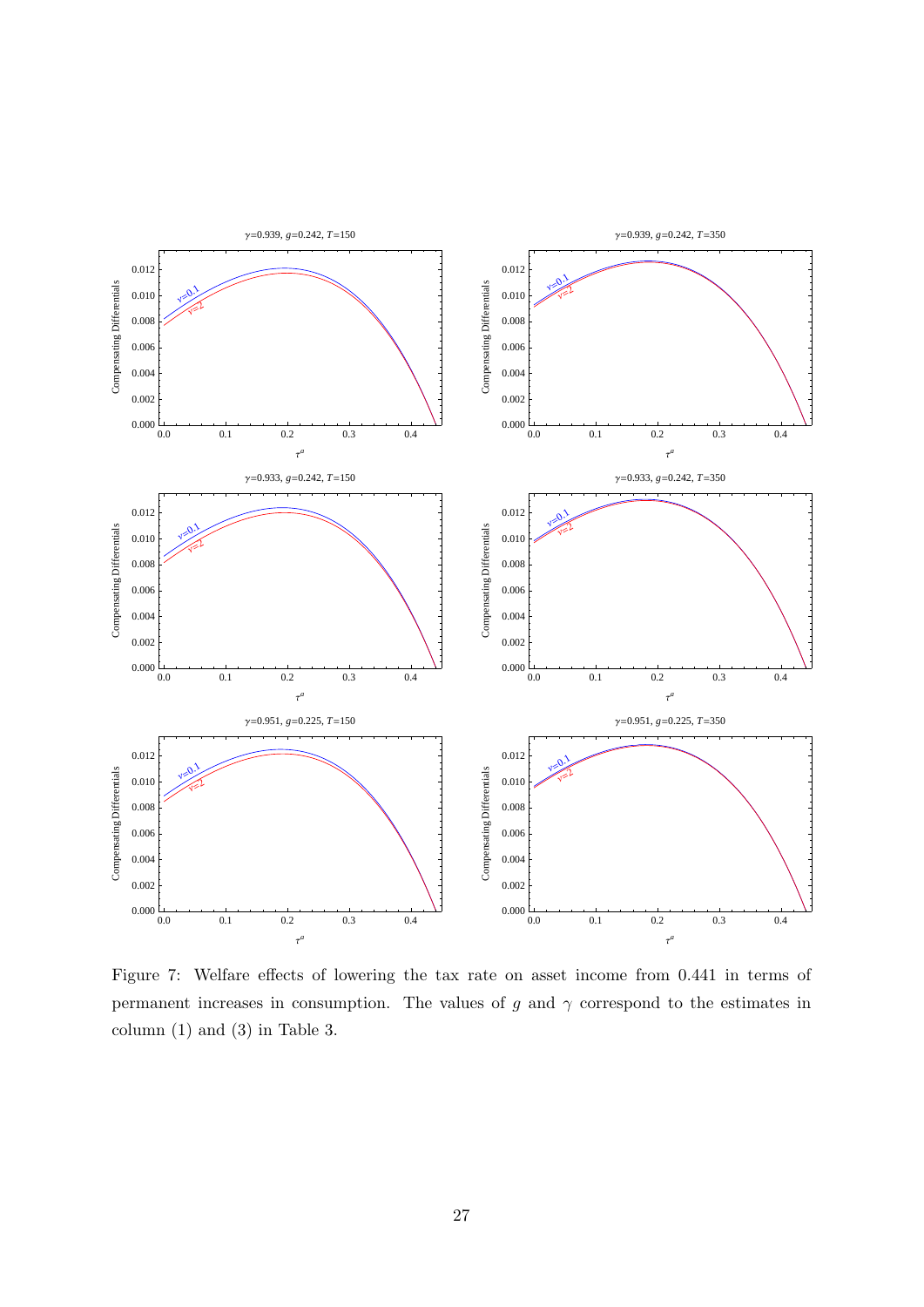Figure 7: Welfare effects of lowering the tax rate on asset income from 0.441 in terms of permanent increases in consumption. The values of $g$ and $\gamma$ correspond to the estimates in column (1) and (3) in Table 3.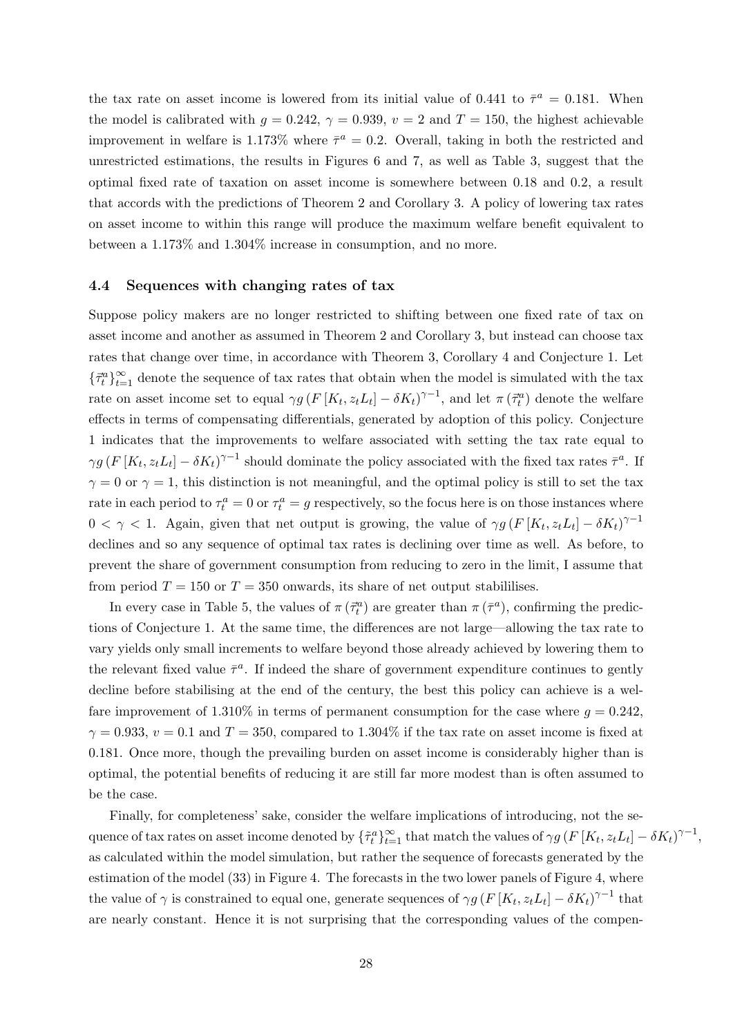the tax rate on asset income is lowered from its initial value of 0.441 to $\bar{\tau}^a = 0.181$. When the model is calibrated with $g = 0.242$, $\gamma = 0.939$, $v = 2$ and $T = 150$, the highest achievable improvement in welfare is 1.173% where $\bar{\tau}^a = 0.2$. Overall, taking in both the restricted and unrestricted estimations, the results in Figures 6 and 7, as well as Table 3, suggest that the optimal fixed rate of taxation on asset income is somewhere between 0.18 and 0.2, a result that accords with the predictions of Theorem 2 and Corollary 3. A policy of lowering tax rates on asset income to within this range will produce the maximum welfare benefit equivalent to between a 1.173% and 1.304% increase in consumption, and no more.

### 4.4 Sequences with changing rates of tax

Suppose policy makers are no longer restricted to shifting between one fixed rate of tax on asset income and another as assumed in Theorem 2 and Corollary 3, but instead can choose tax rates that change over time, in accordance with Theorem 3, Corollary 4 and Conjecture 1. Let $\{\vec{\tau}_t^a\}_{t=1}^{\infty}$ denote the sequence of tax rates that obtain when the model is simulated with the tax rate on asset income set to equal $\gamma g \left(F\left[K_t, z_t L_t\right] - \delta K_t\right)^{\gamma-1}$, and let $\pi\left(\vec{\tau}_t^a\right)$ denote the welfare effects in terms of compensating differentials, generated by adoption of this policy. Conjecture 1 indicates that the improvements to welfare associated with setting the tax rate equal to $\gamma g \left(F\left[K_t, z_t L_t\right] - \delta K_t\right)^{\gamma-1}$ should dominate the policy associated with the fixed tax rates $\bar{\tau}^a$. If $\gamma = 0$ or $\gamma = 1$, this distinction is not meaningful, and the optimal policy is still to set the tax rate in each period to $\tau_t^a = 0$ or $\tau_t^a = g$ respectively, so the focus here is on those instances where $0 < \gamma < 1$. Again, given that net output is growing, the value of $\gamma g \left(F\left[K_t, z_t L_t\right] - \delta K_t\right)^{\gamma-1}$ declines and so any sequence of optimal tax rates is declining over time as well. As before, to prevent the share of government consumption from reducing to zero in the limit, I assume that from period $T = 150$ or $T = 350$ onwards, its share of net output stabililises.

In every case in Table 5, the values of $\pi\left(\vec{\tau}_t^a\right)$ are greater than $\pi\left(\bar{\tau}^a\right)$, confirming the predictions of Conjecture 1. At the same time, the differences are not large—allowing the tax rate to vary yields only small increments to welfare beyond those already achieved by lowering them to the relevant fixed value $\bar{\tau}^a$. If indeed the share of government expenditure continues to gently decline before stabilising at the end of the century, the best this policy can achieve is a welfare improvement of 1.310% in terms of permanent consumption for the case where $g = 0.242$, $\gamma = 0.933$, $v = 0.1$ and $T = 350$, compared to 1.304% if the tax rate on asset income is fixed at 0.181. Once more, though the prevailing burden on asset income is considerably higher than is optimal, the potential benefits of reducing it are still far more modest than is often assumed to be the case.

Finally, for completeness' sake, consider the welfare implications of introducing, not the sequence of tax rates on asset income denoted by $\{\tilde{\tau}_t^a\}_{t=1}^{\infty}$ that match the values of $\gamma g \left(F\left[K_t, z_t L_t\right] - \delta K_t\right)^{\gamma-1}$, as calculated within the model simulation, but rather the sequence of forecasts generated by the estimation of the model (33) in Figure 4. The forecasts in the two lower panels of Figure 4, where the value of $\gamma$ is constrained to equal one, generate sequences of $\gamma g \left(F\left[K_t, z_t L_t\right] - \delta K_t\right)^{\gamma-1}$ that are nearly constant. Hence it is not surprising that the corresponding values of the compen-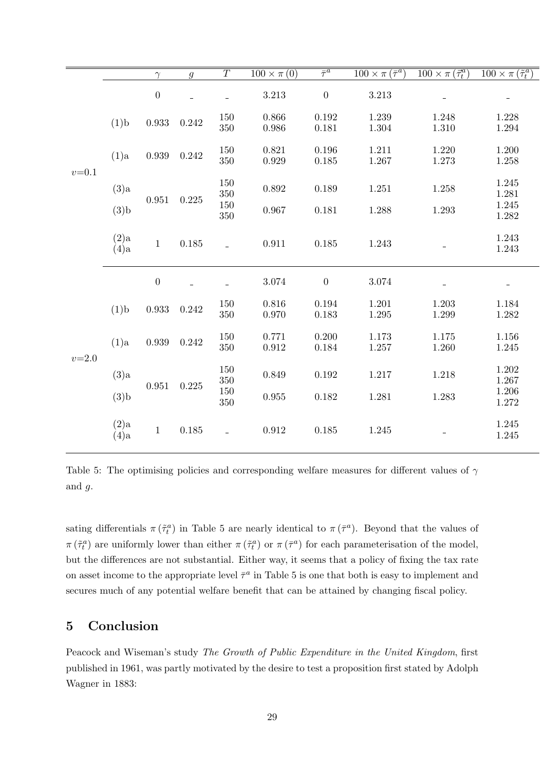| | | $\gamma$ | $g$ | $T$ | $100 \times \pi(0)$ | $\bar{\tau}^a$ | $100 \times \pi(\bar{\tau}^a)$ | $100 \times \pi(\bar{\tilde{\tau}}_t^a)$ | $100 \times \pi(\tilde{\tau}_t^a)$ |
|---|---|---|---|---|---|---|---|---|---|
| $v$=0.1 | | 0 | – | – | 3.213 | 0 | 3.213 | – | – |
| | (1)b | 0.933 | 0.242 | 150 | 0.866 | 0.192 | 1.239 | 1.248 | 1.228 |
| | | | | 350 | 0.986 | 0.181 | 1.304 | 1.310 | 1.294 |
| | (1)a | 0.939 | 0.242 | 150 | 0.821 | 0.196 | 1.211 | 1.220 | 1.200 |
| | | | | 350 | 0.929 | 0.185 | 1.267 | 1.273 | 1.258 |
| | (3)a | 0.951 | 0.225 | 150 | 0.892 | 0.189 | 1.251 | 1.258 | 1.245 |
| | | | | 350 | | | | | 1.281 |
| | (3)b | | | 150 | 0.967 | 0.181 | 1.288 | 1.293 | 1.245 |
| | | | | 350 | | | | | 1.282 |
| | (2)a | 1 | 0.185 | – | 0.911 | 0.185 | 1.243 | – | 1.243 |
| | (4)a | | | | | | | | 1.243 |
| $v$=2.0 | | 0 | – | – | 3.074 | 0 | 3.074 | – | – |
| | (1)b | 0.933 | 0.242 | 150 | 0.816 | 0.194 | 1.201 | 1.203 | 1.184 |
| | | | | 350 | 0.970 | 0.183 | 1.295 | 1.299 | 1.282 |
| | (1)a | 0.939 | 0.242 | 150 | 0.771 | 0.200 | 1.173 | 1.175 | 1.156 |
| | | | | 350 | 0.912 | 0.184 | 1.257 | 1.260 | 1.245 |
| | (3)a | 0.951 | 0.225 | 150 | 0.849 | 0.192 | 1.217 | 1.218 | 1.202 |
| | | | | 350 | | | | | 1.267 |
| | (3)b | | | 150 | 0.955 | 0.182 | 1.281 | 1.283 | 1.206 |
| | | | | 350 | | | | | 1.272 |
| | (2)a | 1 | 0.185 | – | 0.912 | 0.185 | 1.245 | – | 1.245 |
| | (4)a | | | | | | | | 1.245 |

Table 5: The optimising policies and corresponding welfare measures for different values of $\gamma$ and $g$.

sating differentials $\pi(\tilde{\tau}_t^a)$ in Table 5 are nearly identical to $\pi(\bar{\tau}^a)$. Beyond that the values of $\pi(\tilde{\tau}_t^a)$ are uniformly lower than either $\pi(\tilde{\tau}_t^a)$ or $\pi(\bar{\tau}^a)$ for each parameterisation of the model, but the differences are not substantial. Either way, it seems that a policy of fixing the tax rate on asset income to the appropriate level $\bar{\tau}^a$ in Table 5 is one that both is easy to implement and secures much of any potential welfare benefit that can be attained by changing fiscal policy.

## 5 Conclusion

Peacock and Wiseman's study *The Growth of Public Expenditure in the United Kingdom*, first published in 1961, was partly motivated by the desire to test a proposition first stated by Adolph Wagner in 1883: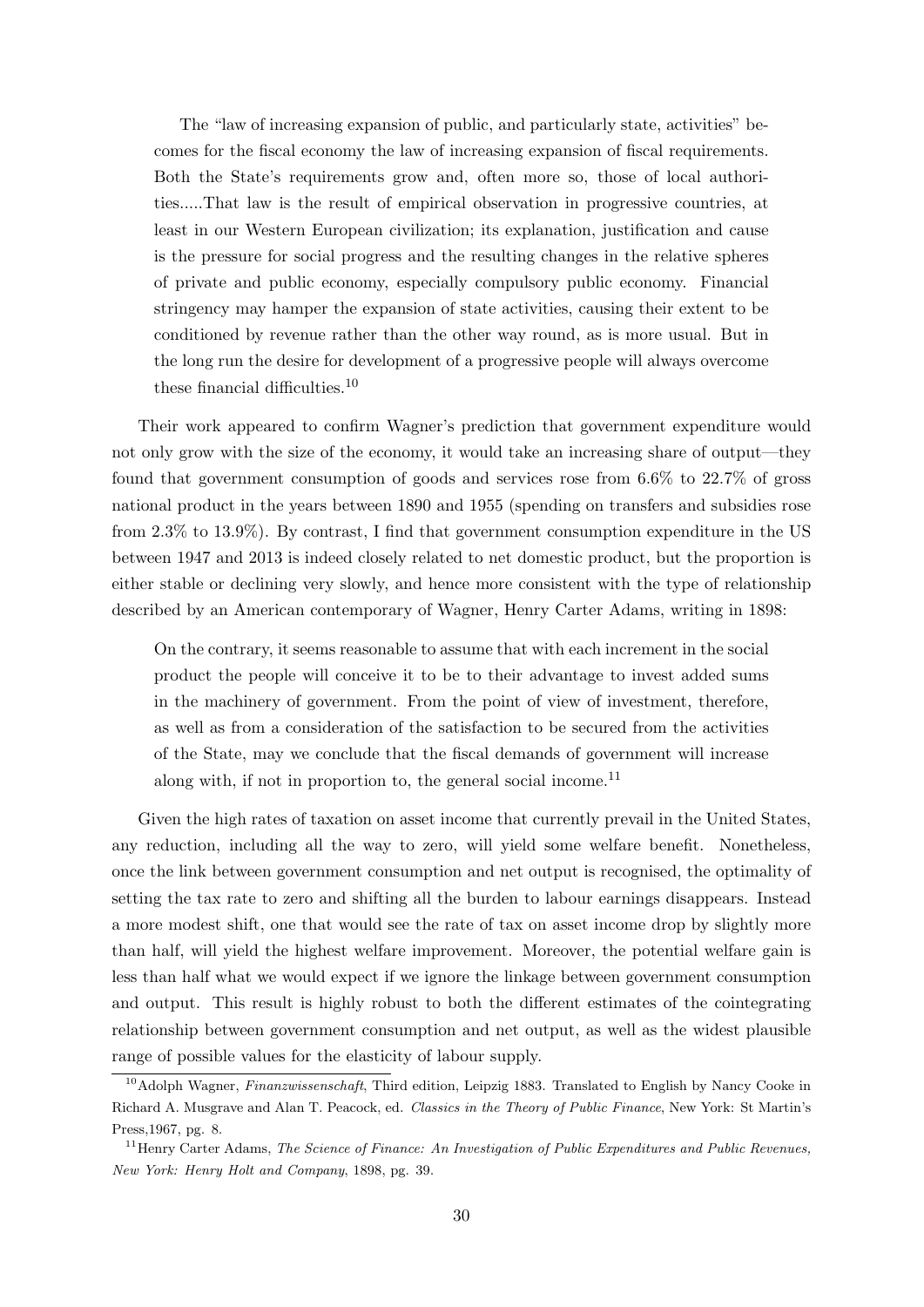> The "law of increasing expansion of public, and particularly state, activities" becomes for the fiscal economy the law of increasing expansion of fiscal requirements. Both the State's requirements grow and, often more so, those of local authorities.....That law is the result of empirical observation in progressive countries, at least in our Western European civilization; its explanation, justification and cause is the pressure for social progress and the resulting changes in the relative spheres of private and public economy, especially compulsory public economy. Financial stringency may hamper the expansion of state activities, causing their extent to be conditioned by revenue rather than the other way round, as is more usual. But in the long run the desire for development of a progressive people will always overcome these financial difficulties.[10]

Their work appeared to confirm Wagner's prediction that government expenditure would not only grow with the size of the economy, it would take an increasing share of output—they found that government consumption of goods and services rose from 6.6% to 22.7% of gross national product in the years between 1890 and 1955 (spending on transfers and subsidies rose from 2.3% to 13.9%). By contrast, I find that government consumption expenditure in the US between 1947 and 2013 is indeed closely related to net domestic product, but the proportion is either stable or declining very slowly, and hence more consistent with the type of relationship described by an American contemporary of Wagner, Henry Carter Adams, writing in 1898:

> On the contrary, it seems reasonable to assume that with each increment in the social product the people will conceive it to be to their advantage to invest added sums in the machinery of government. From the point of view of investment, therefore, as well as from a consideration of the satisfaction to be secured from the activities of the State, may we conclude that the fiscal demands of government will increase along with, if not in proportion to, the general social income.[11]

Given the high rates of taxation on asset income that currently prevail in the United States, any reduction, including all the way to zero, will yield some welfare benefit. Nonetheless, once the link between government consumption and net output is recognised, the optimality of setting the tax rate to zero and shifting all the burden to labour earnings disappears. Instead a more modest shift, one that would see the rate of tax on asset income drop by slightly more than half, will yield the highest welfare improvement. Moreover, the potential welfare gain is less than half what we would expect if we ignore the linkage between government consumption and output. This result is highly robust to both the different estimates of the cointegrating relationship between government consumption and net output, as well as the widest plausible range of possible values for the elasticity of labour supply.

---

[10] Adolph Wagner, *Finanzwissenschaft*, Third edition, Leipzig 1883. Translated to English by Nancy Cooke in Richard A. Musgrave and Alan T. Peacock, ed. *Classics in the Theory of Public Finance*, New York: St Martin's Press,1967, pg. 8.

[11] Henry Carter Adams, *The Science of Finance: An Investigation of Public Expenditures and Public Revenues, New York: Henry Holt and Company*, 1898, pg. 39.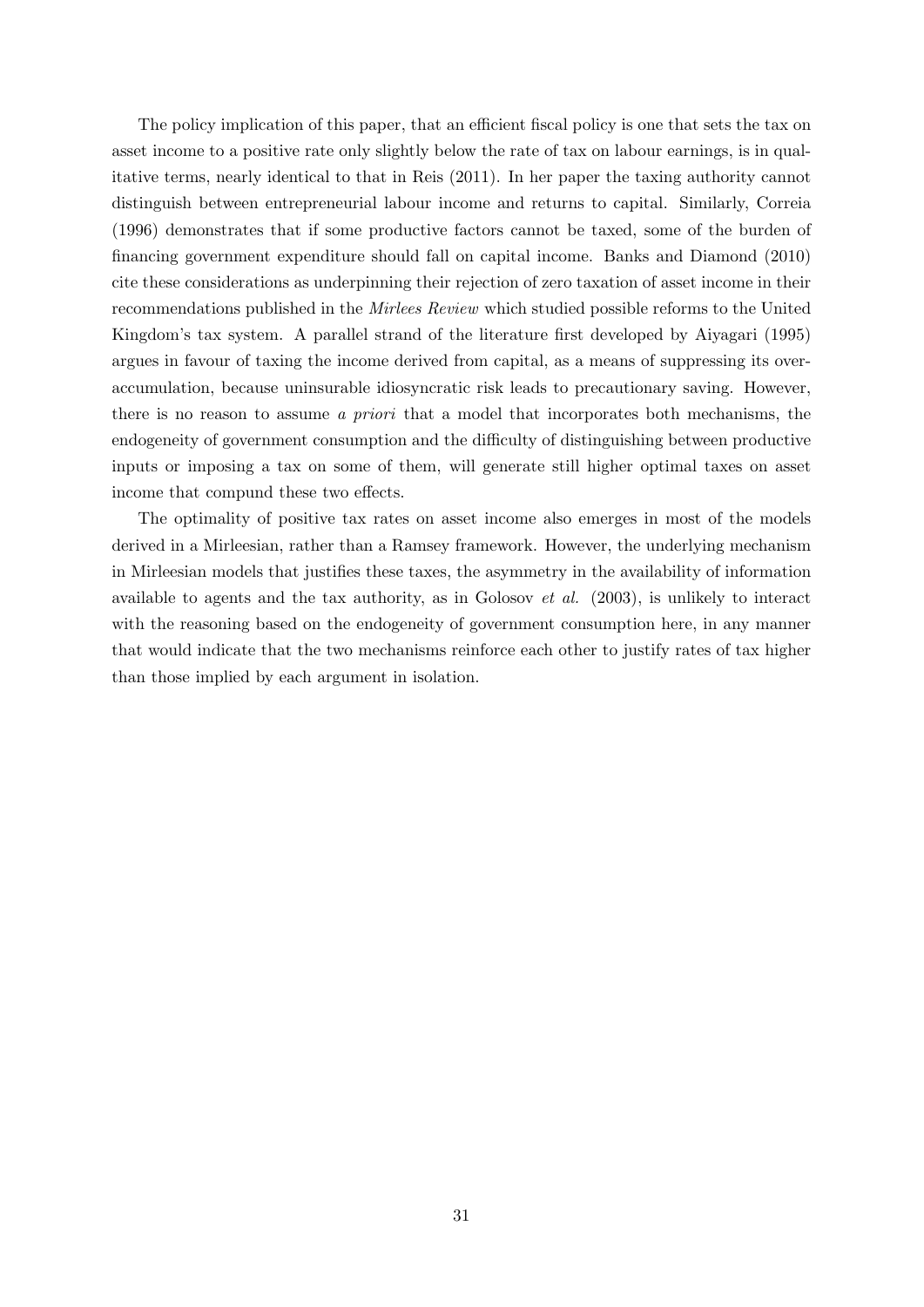The policy implication of this paper, that an efficient fiscal policy is one that sets the tax on asset income to a positive rate only slightly below the rate of tax on labour earnings, is in qualitative terms, nearly identical to that in Reis (2011). In her paper the taxing authority cannot distinguish between entrepreneurial labour income and returns to capital. Similarly, Correia (1996) demonstrates that if some productive factors cannot be taxed, some of the burden of financing government expenditure should fall on capital income. Banks and Diamond (2010) cite these considerations as underpinning their rejection of zero taxation of asset income in their recommendations published in the *Mirlees Review* which studied possible reforms to the United Kingdom's tax system. A parallel strand of the literature first developed by Aiyagari (1995) argues in favour of taxing the income derived from capital, as a means of suppressing its over-accumulation, because uninsurable idiosyncratic risk leads to precautionary saving. However, there is no reason to assume *a priori* that a model that incorporates both mechanisms, the endogeneity of government consumption and the difficulty of distinguishing between productive inputs or imposing a tax on some of them, will generate still higher optimal taxes on asset income that compund these two effects.

The optimality of positive tax rates on asset income also emerges in most of the models derived in a Mirleesian, rather than a Ramsey framework. However, the underlying mechanism in Mirleesian models that justifies these taxes, the asymmetry in the availability of information available to agents and the tax authority, as in Golosov *et al.* (2003), is unlikely to interact with the reasoning based on the endogeneity of government consumption here, in any manner that would indicate that the two mechanisms reinforce each other to justify rates of tax higher than those implied by each argument in isolation.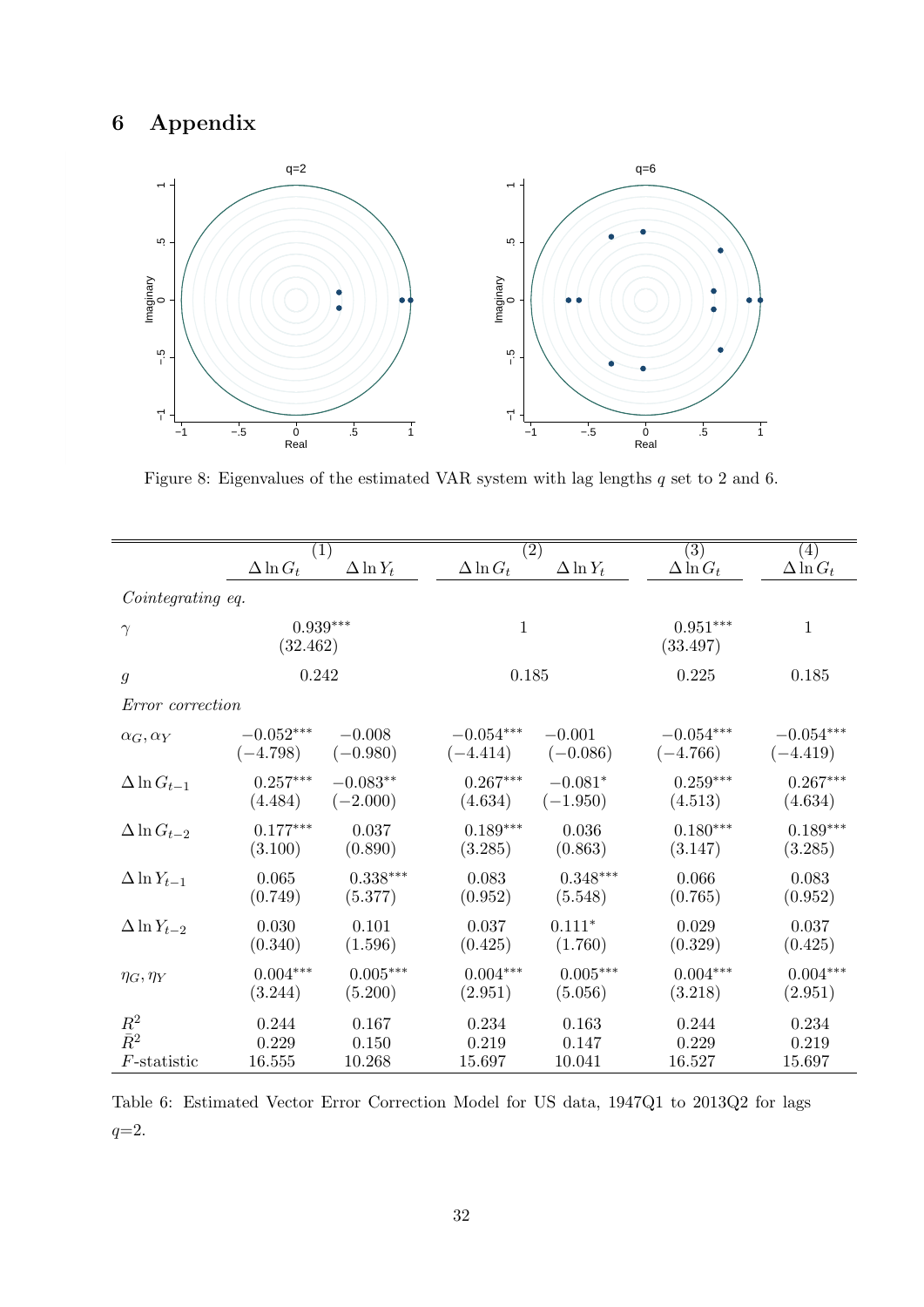## 6 Appendix

Figure 8: Eigenvalues of the estimated VAR system with lag lengths $q$ set to 2 and 6.

| | (1) | | (2) | | (3) | (4) |
|---|---|---|---|---|---|---|
| | $\Delta \ln G_t$ | $\Delta \ln Y_t$ | $\Delta \ln G_t$ | $\Delta \ln Y_t$ | $\Delta \ln G_t$ | $\Delta \ln G_t$ |
| *Cointegrating eq.* | | | | | | |
| $\gamma$ | $0.939^{***}$ (32.462) | | 1 | | $0.951^{***}$ (33.497) | 1 |
| $g$ | 0.242 | | 0.185 | | 0.225 | 0.185 |
| *Error correction* | | | | | | |
| $\alpha_G, \alpha_Y$ | $-0.052^{***}$ | $-0.008$ | $-0.054^{***}$ | $-0.001$ | $-0.054^{***}$ | $-0.054^{***}$ |
| | $(-4.798)$ | $(-0.980)$ | $(-4.414)$ | $(-0.086)$ | $(-4.766)$ | $(-4.419)$ |
| $\Delta \ln G_{t-1}$ | $0.257^{***}$ | $-0.083^{**}$ | $0.267^{***}$ | $-0.081^{*}$ | $0.259^{***}$ | $0.267^{***}$ |
| | (4.484) | $(-2.000)$ | (4.634) | $(-1.950)$ | (4.513) | (4.634) |
| $\Delta \ln G_{t-2}$ | $0.177^{***}$ | 0.037 | $0.189^{***}$ | 0.036 | $0.180^{***}$ | $0.189^{***}$ |
| | (3.100) | (0.890) | (3.285) | (0.863) | (3.147) | (3.285) |
| $\Delta \ln Y_{t-1}$ | 0.065 | $0.338^{***}$ | 0.083 | $0.348^{***}$ | 0.066 | 0.083 |
| | (0.749) | (5.377) | (0.952) | (5.548) | (0.765) | (0.952) |
| $\Delta \ln Y_{t-2}$ | 0.030 | 0.101 | 0.037 | $0.111^{*}$ | 0.029 | 0.037 |
| | (0.340) | (1.596) | (0.425) | (1.760) | (0.329) | (0.425) |
| $\eta_G, \eta_Y$ | $0.004^{***}$ | $0.005^{***}$ | $0.004^{***}$ | $0.005^{***}$ | $0.004^{***}$ | $0.004^{***}$ |
| | (3.244) | (5.200) | (2.951) | (5.056) | (3.218) | (2.951) |
| $R^2$ | 0.244 | 0.167 | 0.234 | 0.163 | 0.244 | 0.234 |
| $\bar{R}^2$ | 0.229 | 0.150 | 0.219 | 0.147 | 0.229 | 0.219 |
| $F$-statistic | 16.555 | 10.268 | 15.697 | 10.041 | 16.527 | 15.697 |

Table 6: Estimated Vector Error Correction Model for US data, 1947Q1 to 2013Q2 for lags $q$=2.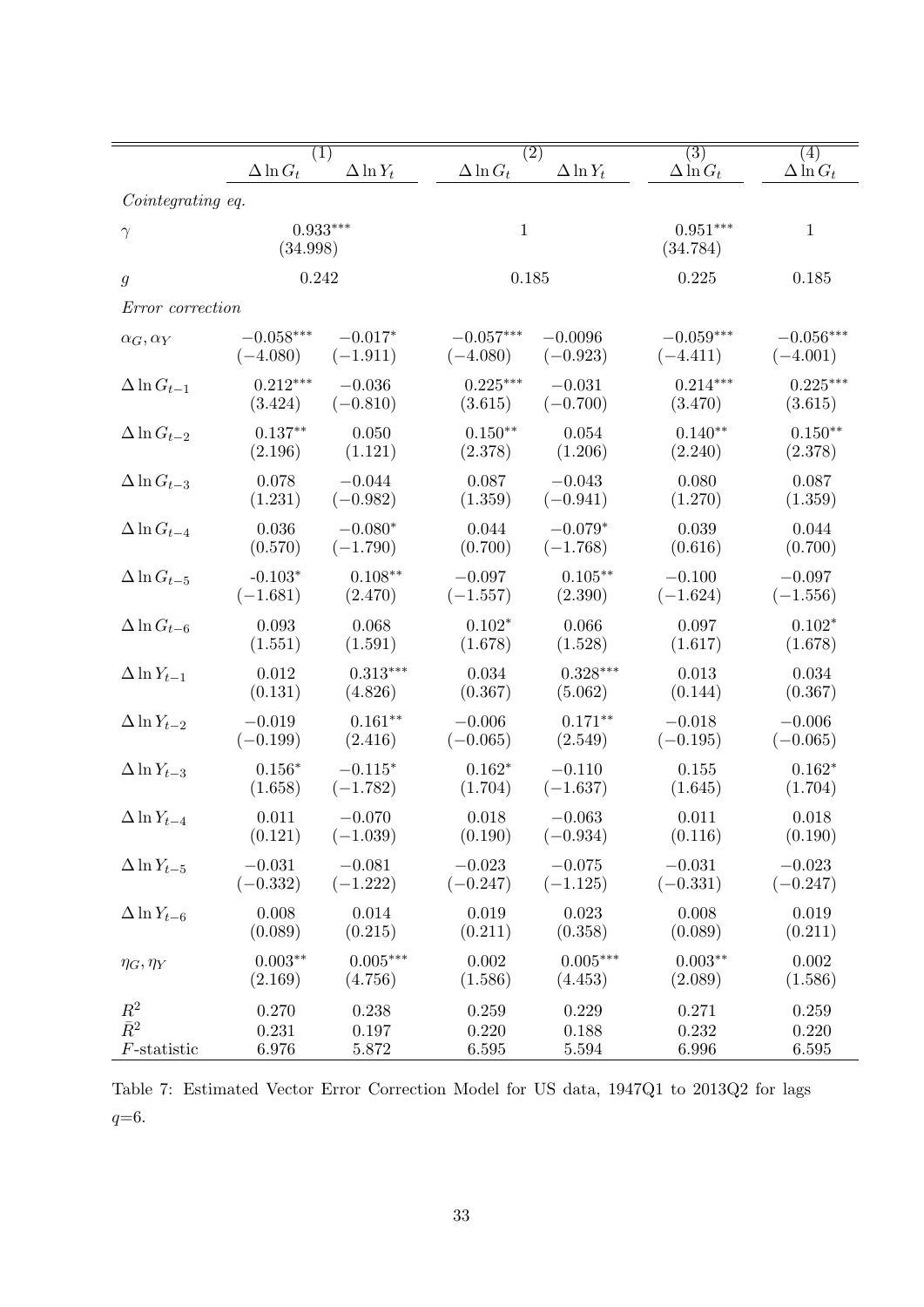|  | (1) |  | (2) |  | (3) | (4) |
|---|---|---|---|---|---|---|
|  | $\Delta \ln G_t$ | $\Delta \ln Y_t$ | $\Delta \ln G_t$ | $\Delta \ln Y_t$ | $\Delta \ln G_t$ | $\Delta \ln G_t$ |
| *Cointegrating eq.* |  |  |  |  |  |  |
| $\gamma$ | $0.933^{***}$ (34.998) |  | 1 |  | $0.951^{***}$ (34.784) | 1 |
| $g$ | 0.242 |  | 0.185 |  | 0.225 | 0.185 |
| *Error correction* |  |  |  |  |  |  |
| $\alpha_G, \alpha_Y$ | $-0.058^{***}$ $(-4.080)$ | $-0.017^{*}$ $(-1.911)$ | $-0.057^{***}$ $(-4.080)$ | $-0.0096$ $(-0.923)$ | $-0.059^{***}$ $(-4.411)$ | $-0.056^{***}$ $(-4.001)$ |
| $\Delta \ln G_{t-1}$ | $0.212^{***}$ (3.424) | $-0.036$ $(-0.810)$ | $0.225^{***}$ (3.615) | $-0.031$ $(-0.700)$ | $0.214^{***}$ (3.470) | $0.225^{***}$ (3.615) |
| $\Delta \ln G_{t-2}$ | $0.137^{**}$ (2.196) | 0.050 (1.121) | $0.150^{**}$ (2.378) | 0.054 (1.206) | $0.140^{**}$ (2.240) | $0.150^{**}$ (2.378) |
| $\Delta \ln G_{t-3}$ | 0.078 (1.231) | $-0.044$ $(-0.982)$ | 0.087 (1.359) | $-0.043$ $(-0.941)$ | 0.080 (1.270) | 0.087 (1.359) |
| $\Delta \ln G_{t-4}$ | 0.036 (0.570) | $-0.080^{*}$ $(-1.790)$ | 0.044 (0.700) | $-0.079^{*}$ $(-1.768)$ | 0.039 (0.616) | 0.044 (0.700) |
| $\Delta \ln G_{t-5}$ | $-0.103^{*}$ $(-1.681)$ | $0.108^{**}$ (2.470) | $-0.097$ $(-1.557)$ | $0.105^{**}$ (2.390) | $-0.100$ $(-1.624)$ | $-0.097$ $(-1.556)$ |
| $\Delta \ln G_{t-6}$ | 0.093 (1.551) | 0.068 (1.591) | $0.102^{*}$ (1.678) | 0.066 (1.528) | 0.097 (1.617) | $0.102^{*}$ (1.678) |
| $\Delta \ln Y_{t-1}$ | 0.012 (0.131) | $0.313^{***}$ (4.826) | 0.034 (0.367) | $0.328^{***}$ (5.062) | 0.013 (0.144) | 0.034 (0.367) |
| $\Delta \ln Y_{t-2}$ | $-0.019$ $(-0.199)$ | $0.161^{**}$ (2.416) | $-0.006$ $(-0.065)$ | $0.171^{**}$ (2.549) | $-0.018$ $(-0.195)$ | $-0.006$ $(-0.065)$ |
| $\Delta \ln Y_{t-3}$ | $0.156^{*}$ (1.658) | $-0.115^{*}$ $(-1.782)$ | $0.162^{*}$ (1.704) | $-0.110$ $(-1.637)$ | 0.155 (1.645) | $0.162^{*}$ (1.704) |
| $\Delta \ln Y_{t-4}$ | 0.011 (0.121) | $-0.070$ $(-1.039)$ | 0.018 (0.190) | $-0.063$ $(-0.934)$ | 0.011 (0.116) | 0.018 (0.190) |
| $\Delta \ln Y_{t-5}$ | $-0.031$ $(-0.332)$ | $-0.081$ $(-1.222)$ | $-0.023$ $(-0.247)$ | $-0.075$ $(-1.125)$ | $-0.031$ $(-0.331)$ | $-0.023$ $(-0.247)$ |
| $\Delta \ln Y_{t-6}$ | 0.008 (0.089) | 0.014 (0.215) | 0.019 (0.211) | 0.023 (0.358) | 0.008 (0.089) | 0.019 (0.211) |
| $\eta_G, \eta_Y$ | $0.003^{**}$ (2.169) | $0.005^{***}$ (4.756) | 0.002 (1.586) | $0.005^{***}$ (4.453) | $0.003^{**}$ (2.089) | 0.002 (1.586) |
| $R^2$ | 0.270 | 0.238 | 0.259 | 0.229 | 0.271 | 0.259 |
| $\bar{R}^2$ | 0.231 | 0.197 | 0.220 | 0.188 | 0.232 | 0.220 |
| $F$-statistic | 6.976 | 5.872 | 6.595 | 5.594 | 6.996 | 6.595 |

Table 7: Estimated Vector Error Correction Model for US data, 1947Q1 to 2013Q2 for lags $q$=6.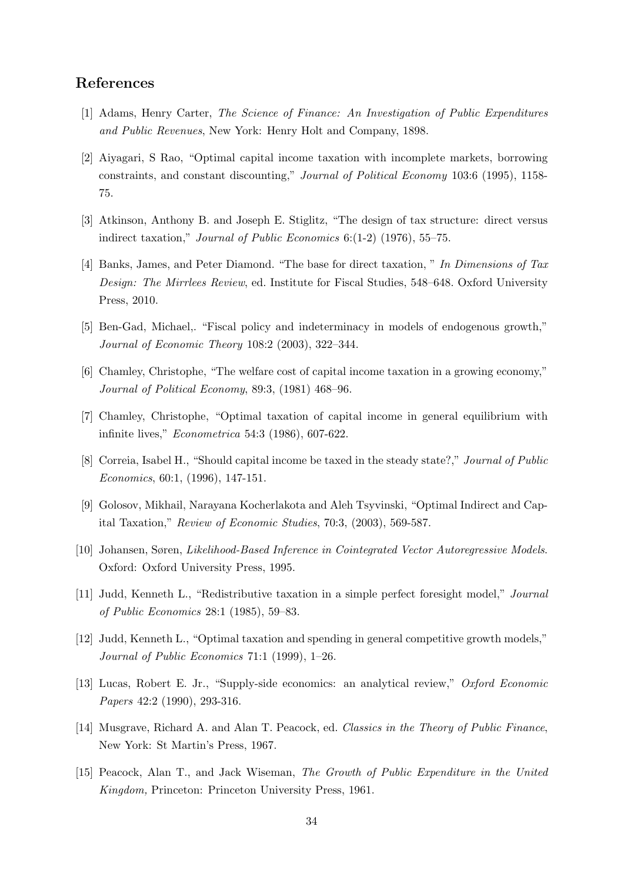## References

[1] Adams, Henry Carter, *The Science of Finance: An Investigation of Public Expenditures and Public Revenues*, New York: Henry Holt and Company, 1898.

[2] Aiyagari, S Rao, "Optimal capital income taxation with incomplete markets, borrowing constraints, and constant discounting," *Journal of Political Economy* 103:6 (1995), 1158-75.

[3] Atkinson, Anthony B. and Joseph E. Stiglitz, "The design of tax structure: direct versus indirect taxation," *Journal of Public Economics* 6:(1-2) (1976), 55–75.

[4] Banks, James, and Peter Diamond. "The base for direct taxation, " *In Dimensions of Tax Design: The Mirrlees Review*, ed. Institute for Fiscal Studies, 548–648. Oxford University Press, 2010.

[5] Ben-Gad, Michael,. "Fiscal policy and indeterminacy in models of endogenous growth," *Journal of Economic Theory* 108:2 (2003), 322–344.

[6] Chamley, Christophe, "The welfare cost of capital income taxation in a growing economy," *Journal of Political Economy*, 89:3, (1981) 468–96.

[7] Chamley, Christophe, "Optimal taxation of capital income in general equilibrium with infinite lives," *Econometrica* 54:3 (1986), 607-622.

[8] Correia, Isabel H., "Should capital income be taxed in the steady state?," *Journal of Public Economics*, 60:1, (1996), 147-151.

[9] Golosov, Mikhail, Narayana Kocherlakota and Aleh Tsyvinski, "Optimal Indirect and Capital Taxation," *Review of Economic Studies*, 70:3, (2003), 569-587.

[10] Johansen, Søren, *Likelihood-Based Inference in Cointegrated Vector Autoregressive Models*. Oxford: Oxford University Press, 1995.

[11] Judd, Kenneth L., "Redistributive taxation in a simple perfect foresight model," *Journal of Public Economics* 28:1 (1985), 59–83.

[12] Judd, Kenneth L., "Optimal taxation and spending in general competitive growth models," *Journal of Public Economics* 71:1 (1999), 1–26.

[13] Lucas, Robert E. Jr., "Supply-side economics: an analytical review," *Oxford Economic Papers* 42:2 (1990), 293-316.

[14] Musgrave, Richard A. and Alan T. Peacock, ed. *Classics in the Theory of Public Finance*, New York: St Martin's Press, 1967.

[15] Peacock, Alan T., and Jack Wiseman, *The Growth of Public Expenditure in the United Kingdom,* Princeton: Princeton University Press, 1961.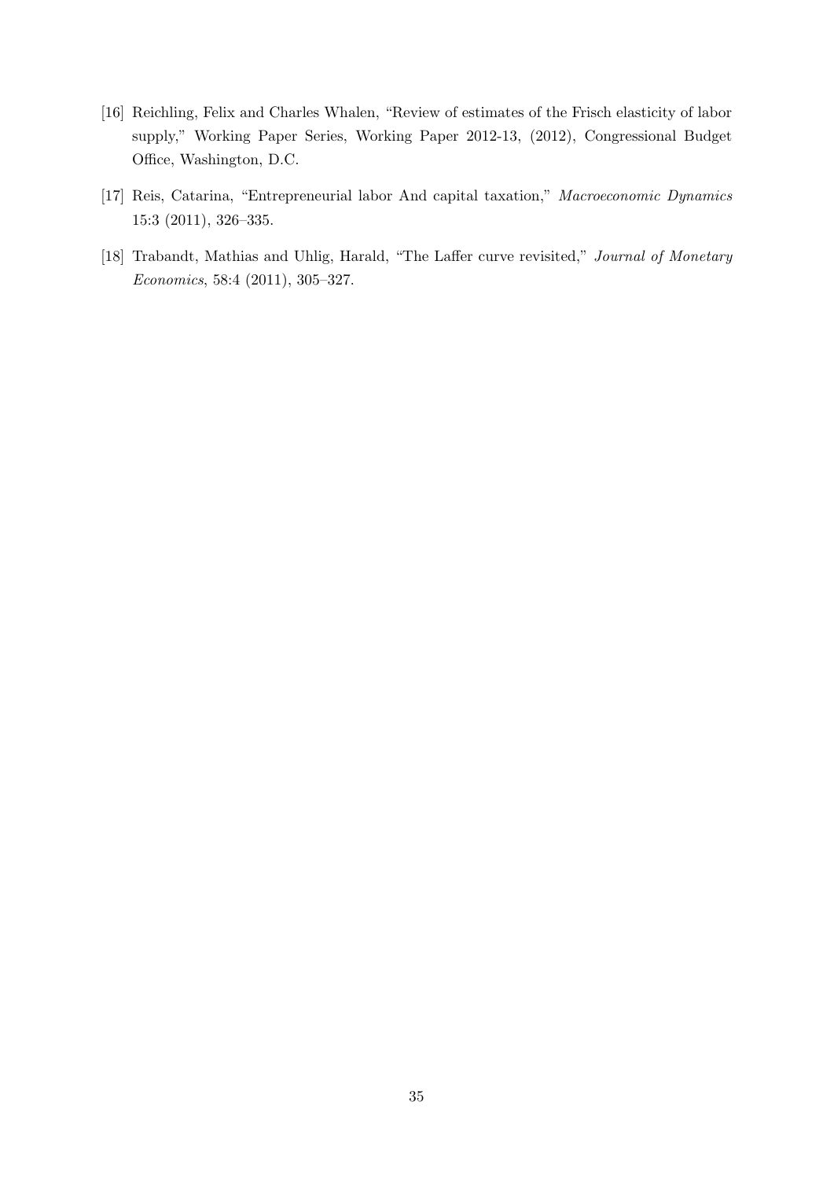[16] Reichling, Felix and Charles Whalen, "Review of estimates of the Frisch elasticity of labor supply," Working Paper Series, Working Paper 2012-13, (2012), Congressional Budget Office, Washington, D.C.

[17] Reis, Catarina, "Entrepreneurial labor And capital taxation," *Macroeconomic Dynamics* 15:3 (2011), 326–335.

[18] Trabandt, Mathias and Uhlig, Harald, "The Laffer curve revisited," *Journal of Monetary Economics*, 58:4 (2011), 305–327.